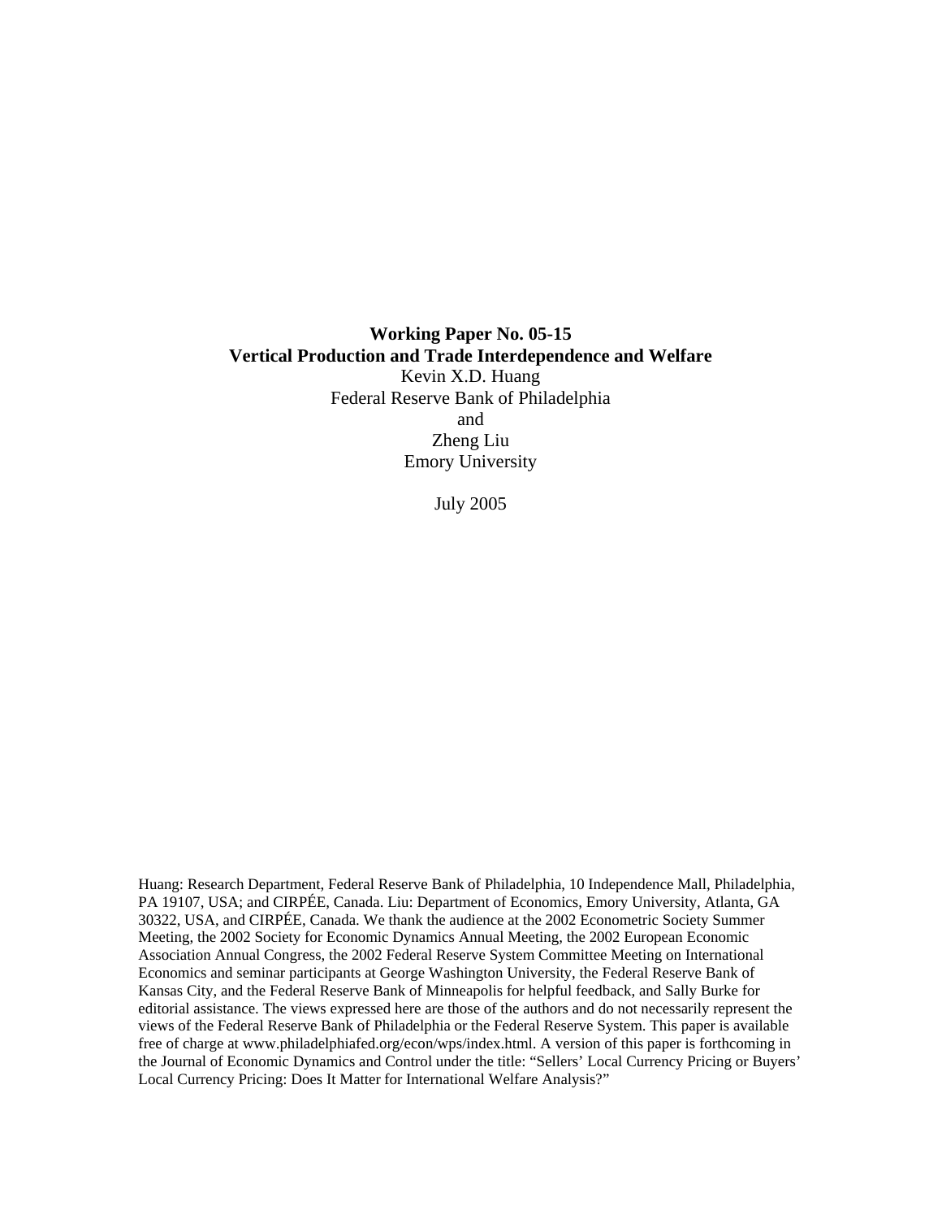**Working Paper No. 05-15**

**Vertical Production and Trade Interdependence and Welfare**

Kevin X.D. Huang

Federal Reserve Bank of Philadelphia

and

Zheng Liu

Emory University

July 2005

Huang: Research Department, Federal Reserve Bank of Philadelphia, 10 Independence Mall, Philadelphia, PA 19107, USA; and CIRPÉE, Canada. Liu: Department of Economics, Emory University, Atlanta, GA 30322, USA, and CIRPÉE, Canada. We thank the audience at the 2002 Econometric Society Summer Meeting, the 2002 Society for Economic Dynamics Annual Meeting, the 2002 European Economic Association Annual Congress, the 2002 Federal Reserve System Committee Meeting on International Economics and seminar participants at George Washington University, the Federal Reserve Bank of Kansas City, and the Federal Reserve Bank of Minneapolis for helpful feedback, and Sally Burke for editorial assistance. The views expressed here are those of the authors and do not necessarily represent the views of the Federal Reserve Bank of Philadelphia or the Federal Reserve System. This paper is available free of charge at www.philadelphiafed.org/econ/wps/index.html. A version of this paper is forthcoming in the Journal of Economic Dynamics and Control under the title: "Sellers' Local Currency Pricing or Buyers' Local Currency Pricing: Does It Matter for International Welfare Analysis?"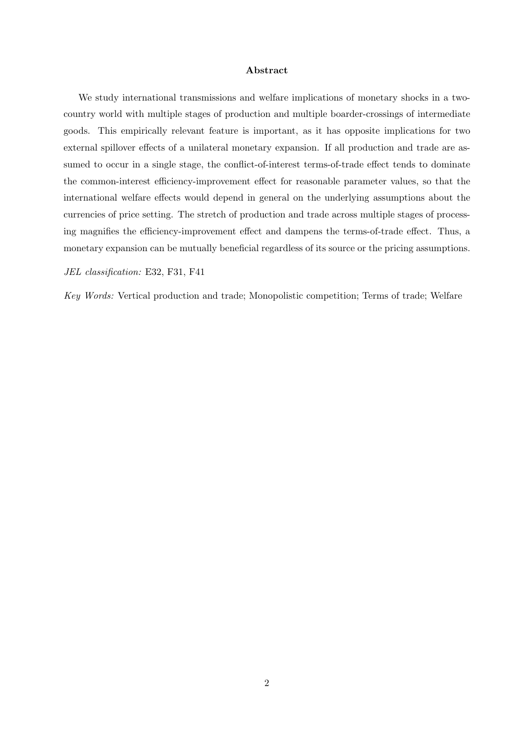**Abstract**

We study international transmissions and welfare implications of monetary shocks in a two-country world with multiple stages of production and multiple boarder-crossings of intermediate goods. This empirically relevant feature is important, as it has opposite implications for two external spillover effects of a unilateral monetary expansion. If all production and trade are assumed to occur in a single stage, the conflict-of-interest terms-of-trade effect tends to dominate the common-interest efficiency-improvement effect for reasonable parameter values, so that the international welfare effects would depend in general on the underlying assumptions about the currencies of price setting. The stretch of production and trade across multiple stages of processing magnifies the efficiency-improvement effect and dampens the terms-of-trade effect. Thus, a monetary expansion can be mutually beneficial regardless of its source or the pricing assumptions.

*JEL classification:* E32, F31, F41

*Key Words:* Vertical production and trade; Monopolistic competition; Terms of trade; Welfare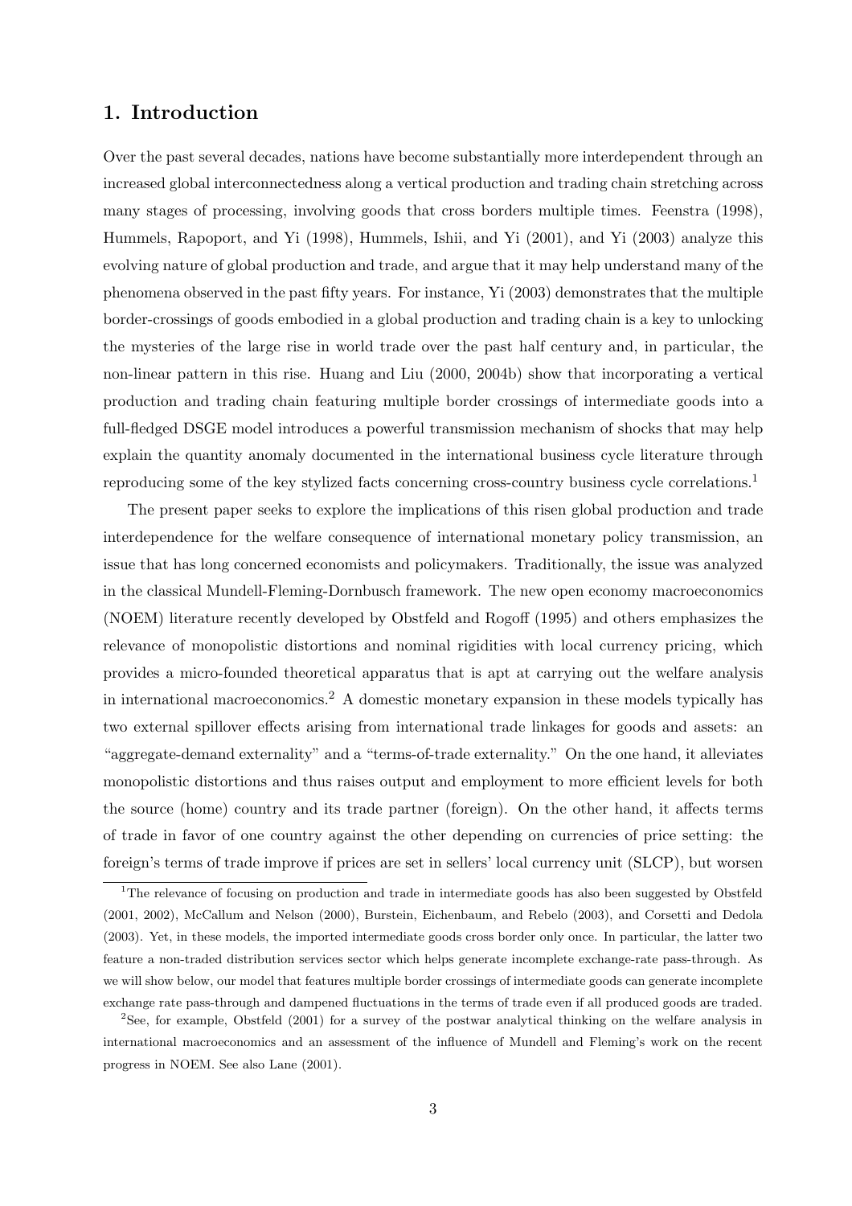## 1. Introduction

Over the past several decades, nations have become substantially more interdependent through an increased global interconnectedness along a vertical production and trading chain stretching across many stages of processing, involving goods that cross borders multiple times. Feenstra (1998), Hummels, Rapoport, and Yi (1998), Hummels, Ishii, and Yi (2001), and Yi (2003) analyze this evolving nature of global production and trade, and argue that it may help understand many of the phenomena observed in the past fifty years. For instance, Yi (2003) demonstrates that the multiple border-crossings of goods embodied in a global production and trading chain is a key to unlocking the mysteries of the large rise in world trade over the past half century and, in particular, the non-linear pattern in this rise. Huang and Liu (2000, 2004b) show that incorporating a vertical production and trading chain featuring multiple border crossings of intermediate goods into a full-fledged DSGE model introduces a powerful transmission mechanism of shocks that may help explain the quantity anomaly documented in the international business cycle literature through reproducing some of the key stylized facts concerning cross-country business cycle correlations.[1]

The present paper seeks to explore the implications of this risen global production and trade interdependence for the welfare consequence of international monetary policy transmission, an issue that has long concerned economists and policymakers. Traditionally, the issue was analyzed in the classical Mundell-Fleming-Dornbusch framework. The new open economy macroeconomics (NOEM) literature recently developed by Obstfeld and Rogoff (1995) and others emphasizes the relevance of monopolistic distortions and nominal rigidities with local currency pricing, which provides a micro-founded theoretical apparatus that is apt at carrying out the welfare analysis in international macroeconomics.[2] A domestic monetary expansion in these models typically has two external spillover effects arising from international trade linkages for goods and assets: an "aggregate-demand externality" and a "terms-of-trade externality." On the one hand, it alleviates monopolistic distortions and thus raises output and employment to more efficient levels for both the source (home) country and its trade partner (foreign). On the other hand, it affects terms of trade in favor of one country against the other depending on currencies of price setting: the foreign's terms of trade improve if prices are set in sellers' local currency unit (SLCP), but worsen

[1] The relevance of focusing on production and trade in intermediate goods has also been suggested by Obstfeld (2001, 2002), McCallum and Nelson (2000), Burstein, Eichenbaum, and Rebelo (2003), and Corsetti and Dedola (2003). Yet, in these models, the imported intermediate goods cross border only once. In particular, the latter two feature a non-traded distribution services sector which helps generate incomplete exchange-rate pass-through. As we will show below, our model that features multiple border crossings of intermediate goods can generate incomplete exchange rate pass-through and dampened fluctuations in the terms of trade even if all produced goods are traded.

[2] See, for example, Obstfeld (2001) for a survey of the postwar analytical thinking on the welfare analysis in international macroeconomics and an assessment of the influence of Mundell and Fleming's work on the recent progress in NOEM. See also Lane (2001).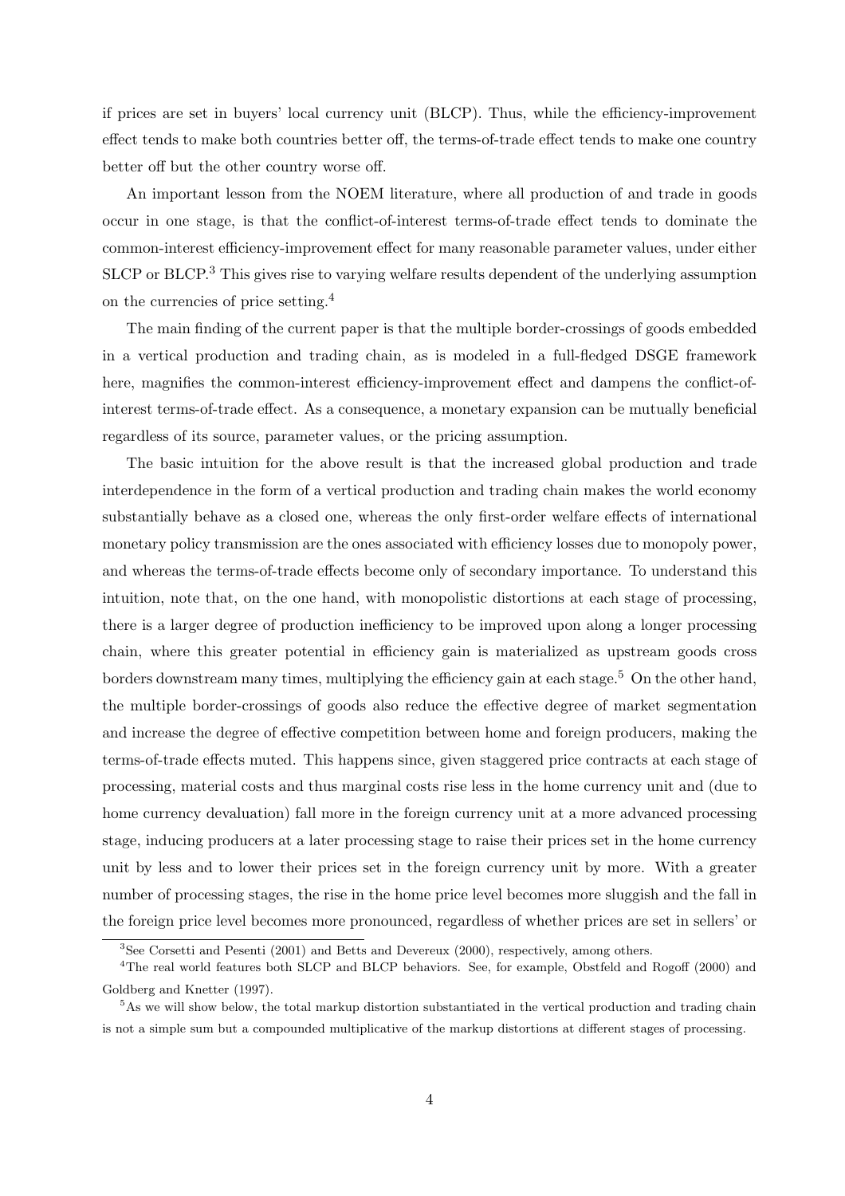if prices are set in buyers' local currency unit (BLCP). Thus, while the efficiency-improvement effect tends to make both countries better off, the terms-of-trade effect tends to make one country better off but the other country worse off.

An important lesson from the NOEM literature, where all production of and trade in goods occur in one stage, is that the conflict-of-interest terms-of-trade effect tends to dominate the common-interest efficiency-improvement effect for many reasonable parameter values, under either SLCP or BLCP.[3] This gives rise to varying welfare results dependent of the underlying assumption on the currencies of price setting.[4]

The main finding of the current paper is that the multiple border-crossings of goods embedded in a vertical production and trading chain, as is modeled in a full-fledged DSGE framework here, magnifies the common-interest efficiency-improvement effect and dampens the conflict-of-interest terms-of-trade effect. As a consequence, a monetary expansion can be mutually beneficial regardless of its source, parameter values, or the pricing assumption.

The basic intuition for the above result is that the increased global production and trade interdependence in the form of a vertical production and trading chain makes the world economy substantially behave as a closed one, whereas the only first-order welfare effects of international monetary policy transmission are the ones associated with efficiency losses due to monopoly power, and whereas the terms-of-trade effects become only of secondary importance. To understand this intuition, note that, on the one hand, with monopolistic distortions at each stage of processing, there is a larger degree of production inefficiency to be improved upon along a longer processing chain, where this greater potential in efficiency gain is materialized as upstream goods cross borders downstream many times, multiplying the efficiency gain at each stage.[5] On the other hand, the multiple border-crossings of goods also reduce the effective degree of market segmentation and increase the degree of effective competition between home and foreign producers, making the terms-of-trade effects muted. This happens since, given staggered price contracts at each stage of processing, material costs and thus marginal costs rise less in the home currency unit and (due to home currency devaluation) fall more in the foreign currency unit at a more advanced processing stage, inducing producers at a later processing stage to raise their prices set in the home currency unit by less and to lower their prices set in the foreign currency unit by more. With a greater number of processing stages, the rise in the home price level becomes more sluggish and the fall in the foreign price level becomes more pronounced, regardless of whether prices are set in sellers' or

[3] See Corsetti and Pesenti (2001) and Betts and Devereux (2000), respectively, among others.

[4] The real world features both SLCP and BLCP behaviors. See, for example, Obstfeld and Rogoff (2000) and Goldberg and Knetter (1997).

[5] As we will show below, the total markup distortion substantiated in the vertical production and trading chain is not a simple sum but a compounded multiplicative of the markup distortions at different stages of processing.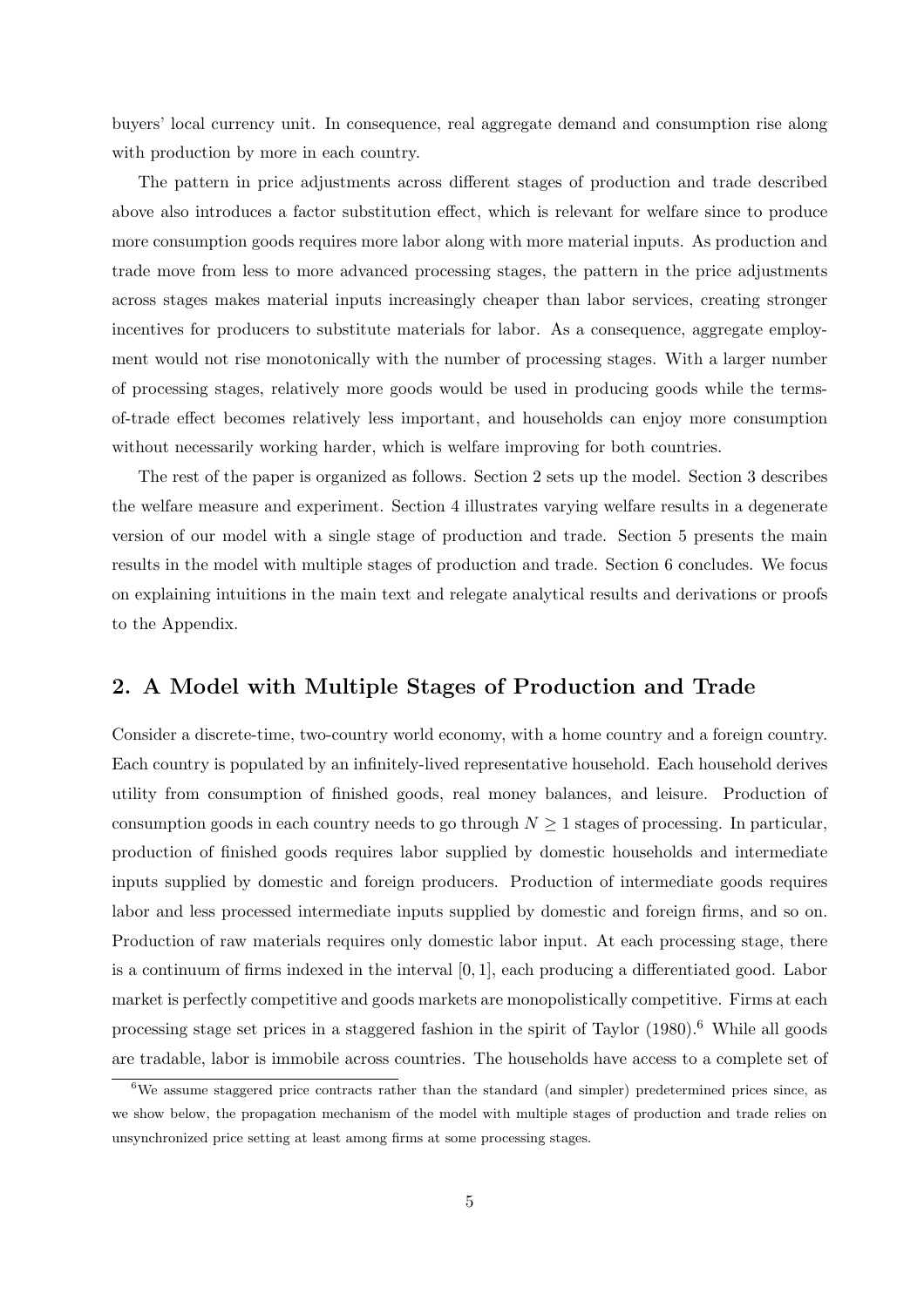buyers' local currency unit. In consequence, real aggregate demand and consumption rise along with production by more in each country.

The pattern in price adjustments across different stages of production and trade described above also introduces a factor substitution effect, which is relevant for welfare since to produce more consumption goods requires more labor along with more material inputs. As production and trade move from less to more advanced processing stages, the pattern in the price adjustments across stages makes material inputs increasingly cheaper than labor services, creating stronger incentives for producers to substitute materials for labor. As a consequence, aggregate employment would not rise monotonically with the number of processing stages. With a larger number of processing stages, relatively more goods would be used in producing goods while the terms-of-trade effect becomes relatively less important, and households can enjoy more consumption without necessarily working harder, which is welfare improving for both countries.

The rest of the paper is organized as follows. Section 2 sets up the model. Section 3 describes the welfare measure and experiment. Section 4 illustrates varying welfare results in a degenerate version of our model with a single stage of production and trade. Section 5 presents the main results in the model with multiple stages of production and trade. Section 6 concludes. We focus on explaining intuitions in the main text and relegate analytical results and derivations or proofs to the Appendix.

## 2. A Model with Multiple Stages of Production and Trade

Consider a discrete-time, two-country world economy, with a home country and a foreign country. Each country is populated by an infinitely-lived representative household. Each household derives utility from consumption of finished goods, real money balances, and leisure. Production of consumption goods in each country needs to go through $N \geq 1$ stages of processing. In particular, production of finished goods requires labor supplied by domestic households and intermediate inputs supplied by domestic and foreign producers. Production of intermediate goods requires labor and less processed intermediate inputs supplied by domestic and foreign firms, and so on. Production of raw materials requires only domestic labor input. At each processing stage, there is a continuum of firms indexed in the interval $[0, 1]$, each producing a differentiated good. Labor market is perfectly competitive and goods markets are monopolistically competitive. Firms at each processing stage set prices in a staggered fashion in the spirit of Taylor (1980).[6] While all goods are tradable, labor is immobile across countries. The households have access to a complete set of

[6] We assume staggered price contracts rather than the standard (and simpler) predetermined prices since, as we show below, the propagation mechanism of the model with multiple stages of production and trade relies on unsynchronized price setting at least among firms at some processing stages.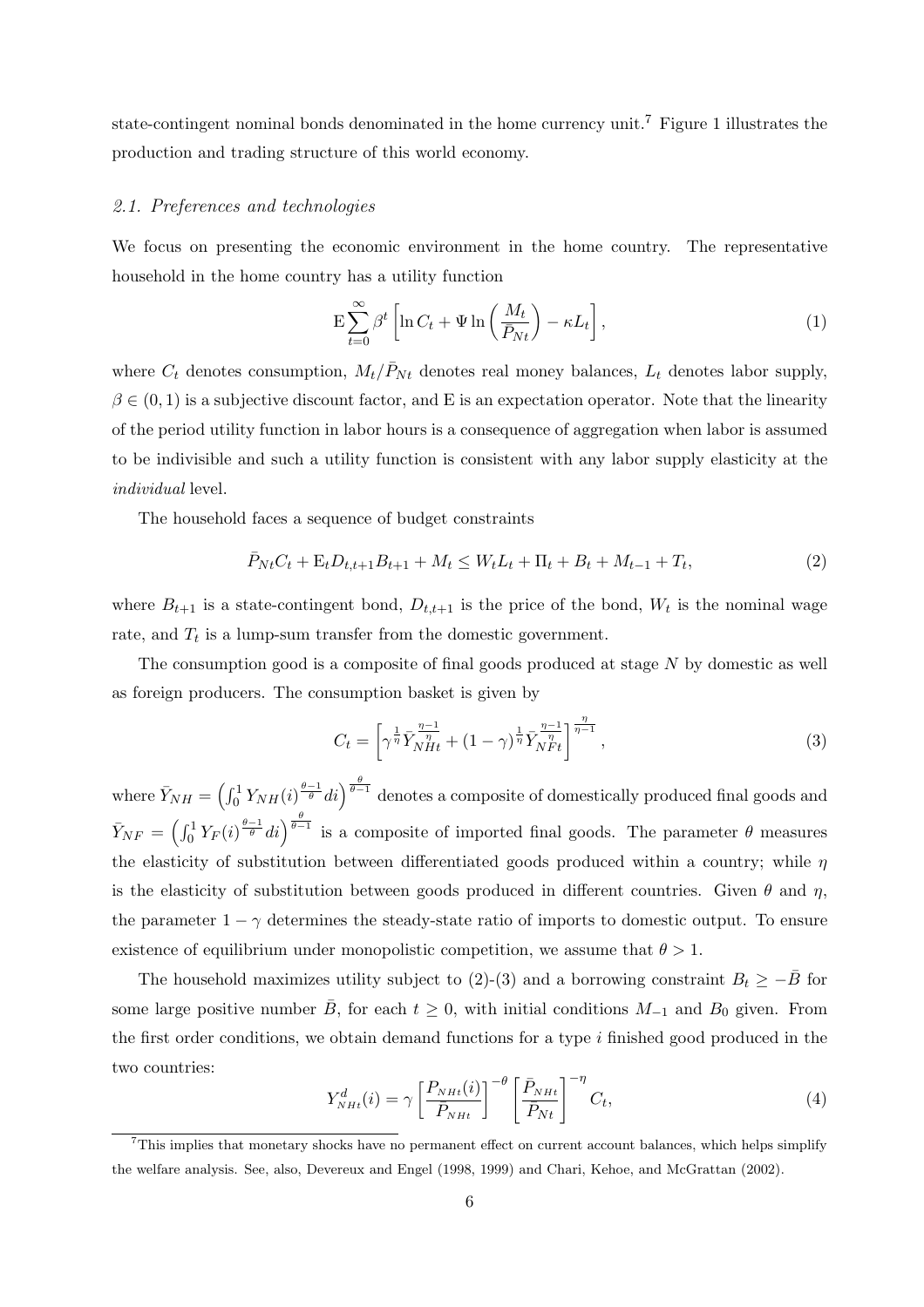state-contingent nominal bonds denominated in the home currency unit.[7] Figure 1 illustrates the production and trading structure of this world economy.

### 2.1. Preferences and technologies

We focus on presenting the economic environment in the home country. The representative household in the home country has a utility function

$$\mathrm{E}\sum_{t=0}^{\infty}\beta^t\left[\ln C_t + \Psi \ln\left(\frac{M_t}{\bar{P}_{Nt}}\right) - \kappa L_t\right], \tag{1}$$

where $C_t$ denotes consumption, $M_t/\bar{P}_{Nt}$ denotes real money balances, $L_t$ denotes labor supply, $\beta \in (0,1)$ is a subjective discount factor, and E is an expectation operator. Note that the linearity of the period utility function in labor hours is a consequence of aggregation when labor is assumed to be indivisible and such a utility function is consistent with any labor supply elasticity at the *individual* level.

The household faces a sequence of budget constraints

$$\bar{P}_{Nt}C_t + \mathrm{E}_t D_{t,t+1}B_{t+1} + M_t \leq W_t L_t + \Pi_t + B_t + M_{t-1} + T_t, \tag{2}$$

where $B_{t+1}$ is a state-contingent bond, $D_{t,t+1}$ is the price of the bond, $W_t$ is the nominal wage rate, and $T_t$ is a lump-sum transfer from the domestic government.

The consumption good is a composite of final goods produced at stage $N$ by domestic as well as foreign producers. The consumption basket is given by

$$C_t = \left[\gamma^{\frac{1}{\eta}}\bar{Y}_{NHt}^{\frac{\eta-1}{\eta}} + (1-\gamma)^{\frac{1}{\eta}}\bar{Y}_{NFt}^{\frac{\eta-1}{\eta}}\right]^{\frac{\eta}{\eta-1}}, \tag{3}$$

where $\bar{Y}_{NH} = \left(\int_0^1 Y_{NH}(i)^{\frac{\theta-1}{\theta}}di\right)^{\frac{\theta}{\theta-1}}$ denotes a composite of domestically produced final goods and $\bar{Y}_{NF} = \left(\int_0^1 Y_F(i)^{\frac{\theta-1}{\theta}}di\right)^{\frac{\theta}{\theta-1}}$ is a composite of imported final goods. The parameter $\theta$ measures the elasticity of substitution between differentiated goods produced within a country; while $\eta$ is the elasticity of substitution between goods produced in different countries. Given $\theta$ and $\eta$, the parameter $1-\gamma$ determines the steady-state ratio of imports to domestic output. To ensure existence of equilibrium under monopolistic competition, we assume that $\theta > 1$.

The household maximizes utility subject to (2)-(3) and a borrowing constraint $B_t \geq -\bar{B}$ for some large positive number $\bar{B}$, for each $t \geq 0$, with initial conditions $M_{-1}$ and $B_0$ given. From the first order conditions, we obtain demand functions for a type $i$ finished good produced in the two countries:

$$Y_{NHt}^d(i) = \gamma\left[\frac{P_{NHt}(i)}{\bar{P}_{NHt}}\right]^{-\theta}\left[\frac{\bar{P}_{NHt}}{\bar{P}_{Nt}}\right]^{-\eta}C_t, \tag{4}$$

[7] This implies that monetary shocks have no permanent effect on current account balances, which helps simplify the welfare analysis. See, also, Devereux and Engel (1998, 1999) and Chari, Kehoe, and McGrattan (2002).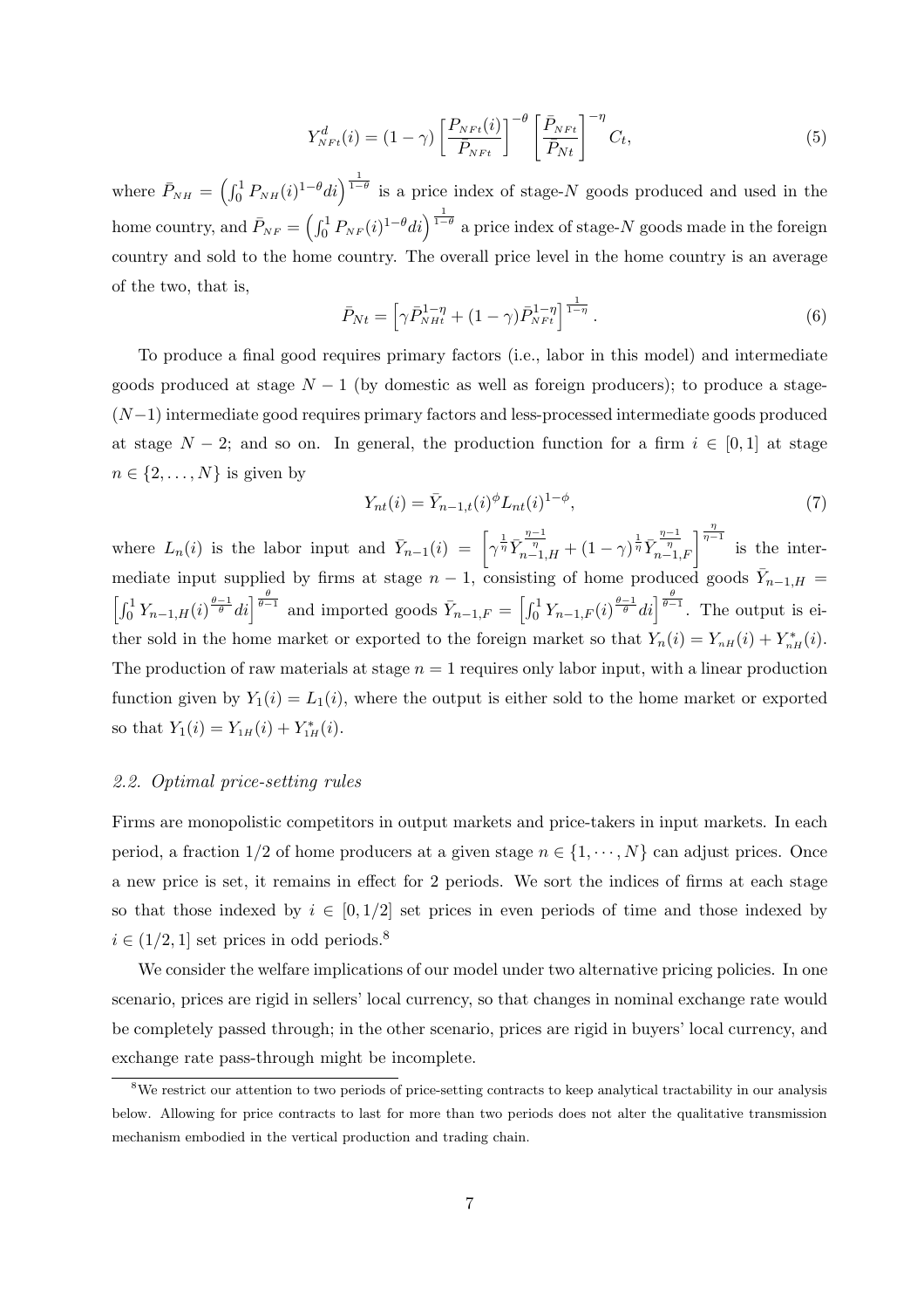$$Y^d_{NFt}(i) = (1-\gamma)\left[\frac{P_{NFt}(i)}{\bar{P}_{NFt}}\right]^{-\theta}\left[\frac{\bar{P}_{NFt}}{\bar{P}_{Nt}}\right]^{-\eta} C_t, \tag{5}$$

where $\bar{P}_{NH} = \left(\int_0^1 P_{NH}(i)^{1-\theta} di\right)^{\frac{1}{1-\theta}}$ is a price index of stage-$N$ goods produced and used in the home country, and $\bar{P}_{NF} = \left(\int_0^1 P_{NF}(i)^{1-\theta} di\right)^{\frac{1}{1-\theta}}$ a price index of stage-$N$ goods made in the foreign country and sold to the home country. The overall price level in the home country is an average of the two, that is,

$$\bar{P}_{Nt} = \left[\gamma \bar{P}^{1-\eta}_{NHt} + (1-\gamma)\bar{P}^{1-\eta}_{NFt}\right]^{\frac{1}{1-\eta}}. \tag{6}$$

To produce a final good requires primary factors (i.e., labor in this model) and intermediate goods produced at stage $N-1$ (by domestic as well as foreign producers); to produce a stage-$(N-1)$ intermediate good requires primary factors and less-processed intermediate goods produced at stage $N-2$; and so on. In general, the production function for a firm $i \in [0,1]$ at stage $n \in \{2, \ldots, N\}$ is given by

$$Y_{nt}(i) = \bar{Y}_{n-1,t}(i)^{\phi} L_{nt}(i)^{1-\phi}, \tag{7}$$

where $L_n(i)$ is the labor input and $\bar{Y}_{n-1}(i) = \left[\gamma^{\frac{1}{\eta}} \bar{Y}^{\frac{\eta-1}{\eta}}_{n-1,H} + (1-\gamma)^{\frac{1}{\eta}} \bar{Y}^{\frac{\eta-1}{\eta}}_{n-1,F}\right]^{\frac{\eta}{\eta-1}}$ is the intermediate input supplied by firms at stage $n-1$, consisting of home produced goods $\bar{Y}_{n-1,H} = \left[\int_0^1 Y_{n-1,H}(i)^{\frac{\theta-1}{\theta}} di\right]^{\frac{\theta}{\theta-1}}$ and imported goods $\bar{Y}_{n-1,F} = \left[\int_0^1 Y_{n-1,F}(i)^{\frac{\theta-1}{\theta}} di\right]^{\frac{\theta}{\theta-1}}$. The output is either sold in the home market or exported to the foreign market so that $Y_n(i) = Y_{nH}(i) + Y^*_{nH}(i)$. The production of raw materials at stage $n = 1$ requires only labor input, with a linear production function given by $Y_1(i) = L_1(i)$, where the output is either sold to the home market or exported so that $Y_1(i) = Y_{1H}(i) + Y^*_{1H}(i)$.

### *2.2. Optimal price-setting rules*

Firms are monopolistic competitors in output markets and price-takers in input markets. In each period, a fraction $1/2$ of home producers at a given stage $n \in \{1, \cdots, N\}$ can adjust prices. Once a new price is set, it remains in effect for 2 periods. We sort the indices of firms at each stage so that those indexed by $i \in [0, 1/2]$ set prices in even periods of time and those indexed by $i \in (1/2, 1]$ set prices in odd periods.[8]

We consider the welfare implications of our model under two alternative pricing policies. In one scenario, prices are rigid in sellers' local currency, so that changes in nominal exchange rate would be completely passed through; in the other scenario, prices are rigid in buyers' local currency, and exchange rate pass-through might be incomplete.

[8] We restrict our attention to two periods of price-setting contracts to keep analytical tractability in our analysis below. Allowing for price contracts to last for more than two periods does not alter the qualitative transmission mechanism embodied in the vertical production and trading chain.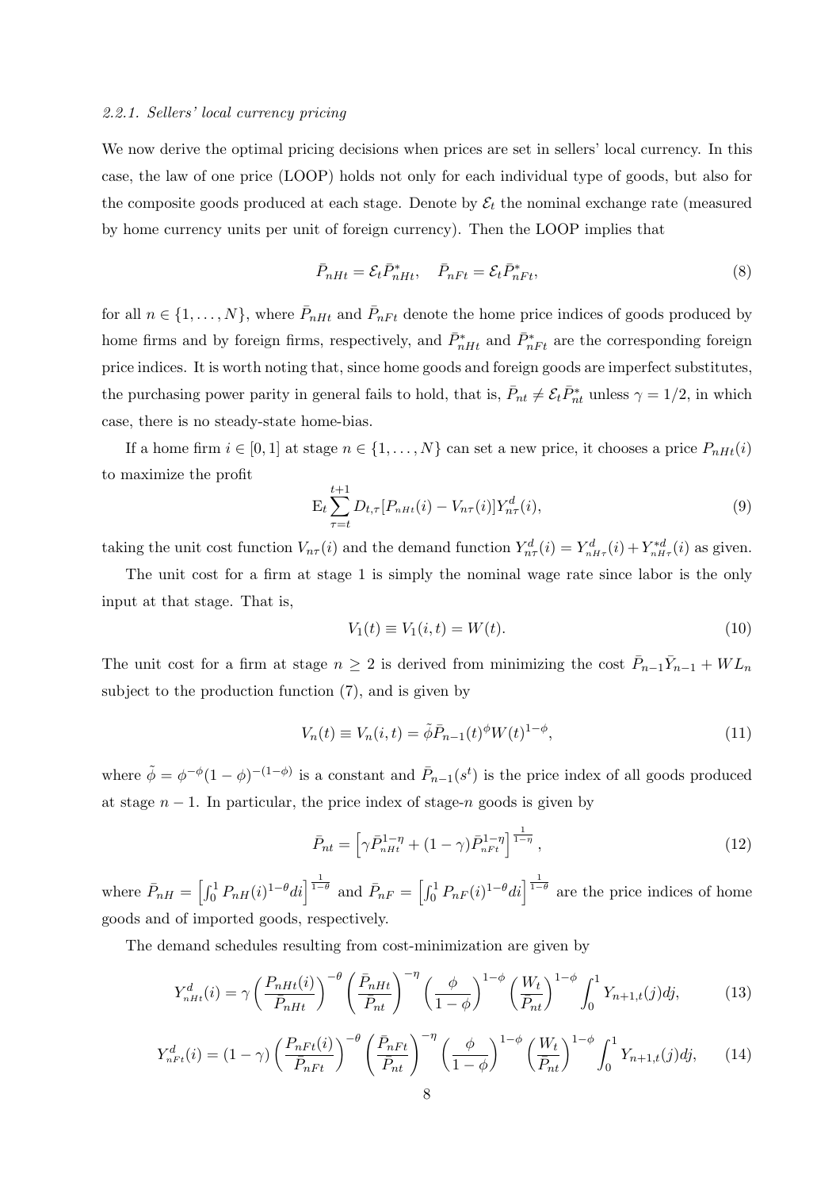#### 2.2.1. Sellers' local currency pricing

We now derive the optimal pricing decisions when prices are set in sellers' local currency. In this case, the law of one price (LOOP) holds not only for each individual type of goods, but also for the composite goods produced at each stage. Denote by $\mathcal{E}_t$ the nominal exchange rate (measured by home currency units per unit of foreign currency). Then the LOOP implies that

$$\bar{P}_{nHt} = \mathcal{E}_t \bar{P}^*_{nHt}, \quad \bar{P}_{nFt} = \mathcal{E}_t \bar{P}^*_{nFt}, \tag{8}$$

for all $n \in \{1, \ldots, N\}$, where $\bar{P}_{nHt}$ and $\bar{P}_{nFt}$ denote the home price indices of goods produced by home firms and by foreign firms, respectively, and $\bar{P}^*_{nHt}$ and $\bar{P}^*_{nFt}$ are the corresponding foreign price indices. It is worth noting that, since home goods and foreign goods are imperfect substitutes, the purchasing power parity in general fails to hold, that is, $\bar{P}_{nt} \neq \mathcal{E}_t \bar{P}^*_{nt}$ unless $\gamma = 1/2$, in which case, there is no steady-state home-bias.

If a home firm $i \in [0, 1]$ at stage $n \in \{1, \ldots, N\}$ can set a new price, it chooses a price $P_{nHt}(i)$ to maximize the profit

$$\mathrm{E}_t \sum_{\tau=t}^{t+1} D_{t,\tau} [P_{nHt}(i) - V_{n\tau}(i)] Y^d_{n\tau}(i), \tag{9}$$

taking the unit cost function $V_{n\tau}(i)$ and the demand function $Y^d_{n\tau}(i) = Y^d_{nH\tau}(i) + Y^{*d}_{nH\tau}(i)$ as given.

The unit cost for a firm at stage 1 is simply the nominal wage rate since labor is the only input at that stage. That is,

$$V_1(t) \equiv V_1(i, t) = W(t). \tag{10}$$

The unit cost for a firm at stage $n \geq 2$ is derived from minimizing the cost $\bar{P}_{n-1}\bar{Y}_{n-1} + WL_n$ subject to the production function (7), and is given by

$$V_n(t) \equiv V_n(i, t) = \tilde{\phi} \bar{P}_{n-1}(t)^{\phi} W(t)^{1-\phi}, \tag{11}$$

where $\tilde{\phi} = \phi^{-\phi}(1-\phi)^{-(1-\phi)}$ is a constant and $\bar{P}_{n-1}(s^t)$ is the price index of all goods produced at stage $n-1$. In particular, the price index of stage-$n$ goods is given by

$$\bar{P}_{nt} = \left[ \gamma \bar{P}^{1-\eta}_{nHt} + (1-\gamma) \bar{P}^{1-\eta}_{nFt} \right]^{\frac{1}{1-\eta}}, \tag{12}$$

where $\bar{P}_{nH} = \left[ \int_0^1 P_{nH}(i)^{1-\theta} di \right]^{\frac{1}{1-\theta}}$ and $\bar{P}_{nF} = \left[ \int_0^1 P_{nF}(i)^{1-\theta} di \right]^{\frac{1}{1-\theta}}$ are the price indices of home goods and of imported goods, respectively.

The demand schedules resulting from cost-minimization are given by

$$Y^d_{nHt}(i) = \gamma \left( \frac{P_{nHt}(i)}{\bar{P}_{nHt}} \right)^{-\theta} \left( \frac{\bar{P}_{nHt}}{\bar{P}_{nt}} \right)^{-\eta} \left( \frac{\phi}{1-\phi} \right)^{1-\phi} \left( \frac{W_t}{\bar{P}_{nt}} \right)^{1-\phi} \int_0^1 Y_{n+1,t}(j) dj, \tag{13}$$

$$Y^d_{nFt}(i) = (1-\gamma) \left( \frac{P_{nFt}(i)}{\bar{P}_{nFt}} \right)^{-\theta} \left( \frac{\bar{P}_{nFt}}{\bar{P}_{nt}} \right)^{-\eta} \left( \frac{\phi}{1-\phi} \right)^{1-\phi} \left( \frac{W_t}{\bar{P}_{nt}} \right)^{1-\phi} \int_0^1 Y_{n+1,t}(j) dj, \tag{14}$$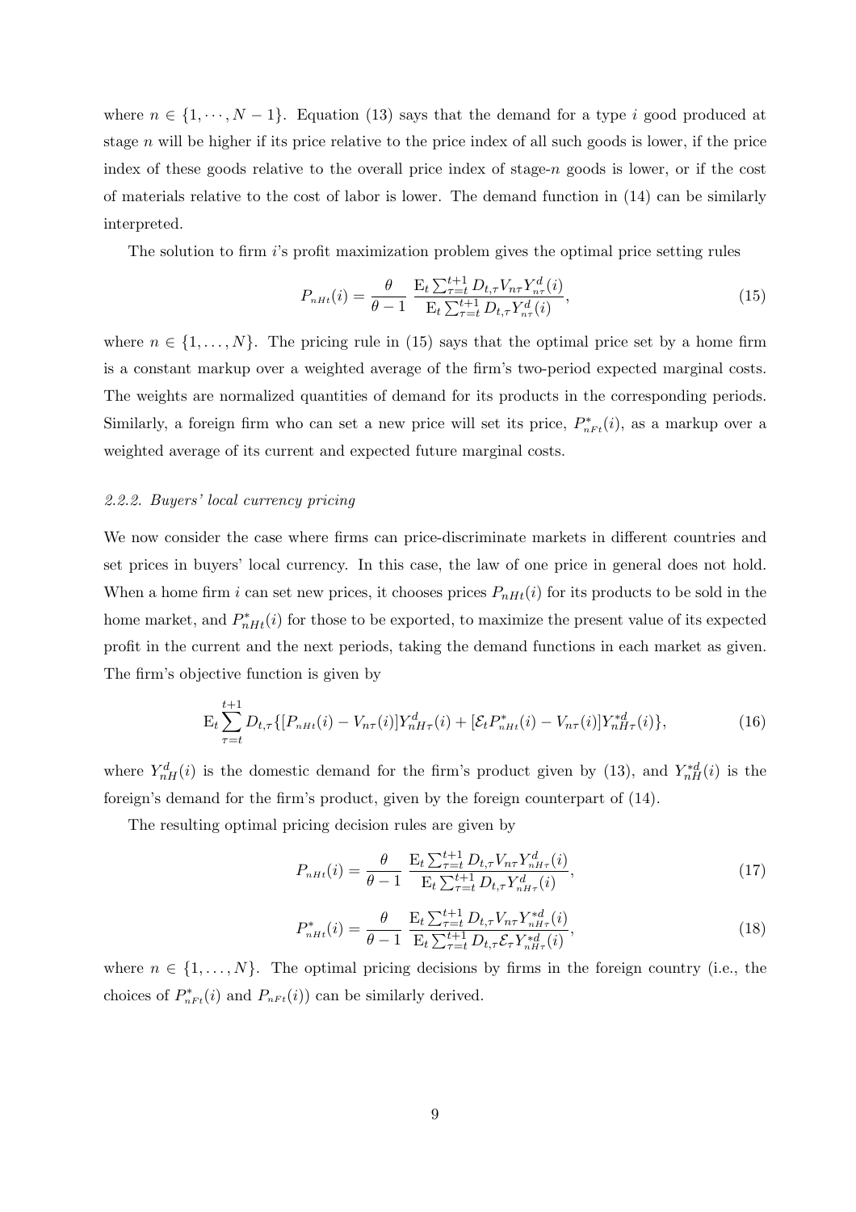where $n \in \{1, \cdots, N-1\}$. Equation (13) says that the demand for a type $i$ good produced at stage $n$ will be higher if its price relative to the price index of all such goods is lower, if the price index of these goods relative to the overall price index of stage-$n$ goods is lower, or if the cost of materials relative to the cost of labor is lower. The demand function in (14) can be similarly interpreted.

The solution to firm $i$'s profit maximization problem gives the optimal price setting rules

$$P_{nHt}(i) = \frac{\theta}{\theta - 1} \frac{\mathrm{E}_t \sum_{\tau=t}^{t+1} D_{t,\tau} V_{n\tau} Y_{n\tau}^d(i)}{\mathrm{E}_t \sum_{\tau=t}^{t+1} D_{t,\tau} Y_{n\tau}^d(i)}, \tag{15}$$

where $n \in \{1, \ldots, N\}$. The pricing rule in (15) says that the optimal price set by a home firm is a constant markup over a weighted average of the firm's two-period expected marginal costs. The weights are normalized quantities of demand for its products in the corresponding periods. Similarly, a foreign firm who can set a new price will set its price, $P_{nFt}^*(i)$, as a markup over a weighted average of its current and expected future marginal costs.

### *2.2.2. Buyers' local currency pricing*

We now consider the case where firms can price-discriminate markets in different countries and set prices in buyers' local currency. In this case, the law of one price in general does not hold. When a home firm $i$ can set new prices, it chooses prices $P_{nHt}(i)$ for its products to be sold in the home market, and $P_{nHt}^*(i)$ for those to be exported, to maximize the present value of its expected profit in the current and the next periods, taking the demand functions in each market as given. The firm's objective function is given by

$$\mathrm{E}_t \sum_{\tau=t}^{t+1} D_{t,\tau} \{[P_{nHt}(i) - V_{n\tau}(i)] Y_{nH\tau}^d(i) + [\mathcal{E}_t P_{nHt}^*(i) - V_{n\tau}(i)] Y_{nH\tau}^{*d}(i)\}, \tag{16}$$

where $Y_{nH}^d(i)$ is the domestic demand for the firm's product given by (13), and $Y_{nH}^{*d}(i)$ is the foreign's demand for the firm's product, given by the foreign counterpart of (14).

The resulting optimal pricing decision rules are given by

$$P_{nHt}(i) = \frac{\theta}{\theta - 1} \frac{\mathrm{E}_t \sum_{\tau=t}^{t+1} D_{t,\tau} V_{n\tau} Y_{nH\tau}^d(i)}{\mathrm{E}_t \sum_{\tau=t}^{t+1} D_{t,\tau} Y_{nH\tau}^d(i)}, \tag{17}$$

$$P_{nHt}^*(i) = \frac{\theta}{\theta - 1} \frac{\mathrm{E}_t \sum_{\tau=t}^{t+1} D_{t,\tau} V_{n\tau} Y_{nH\tau}^{*d}(i)}{\mathrm{E}_t \sum_{\tau=t}^{t+1} D_{t,\tau} \mathcal{E}_\tau Y_{nH\tau}^{*d}(i)}, \tag{18}$$

where $n \in \{1, \ldots, N\}$. The optimal pricing decisions by firms in the foreign country (i.e., the choices of $P_{nFt}^*(i)$ and $P_{nFt}(i)$) can be similarly derived.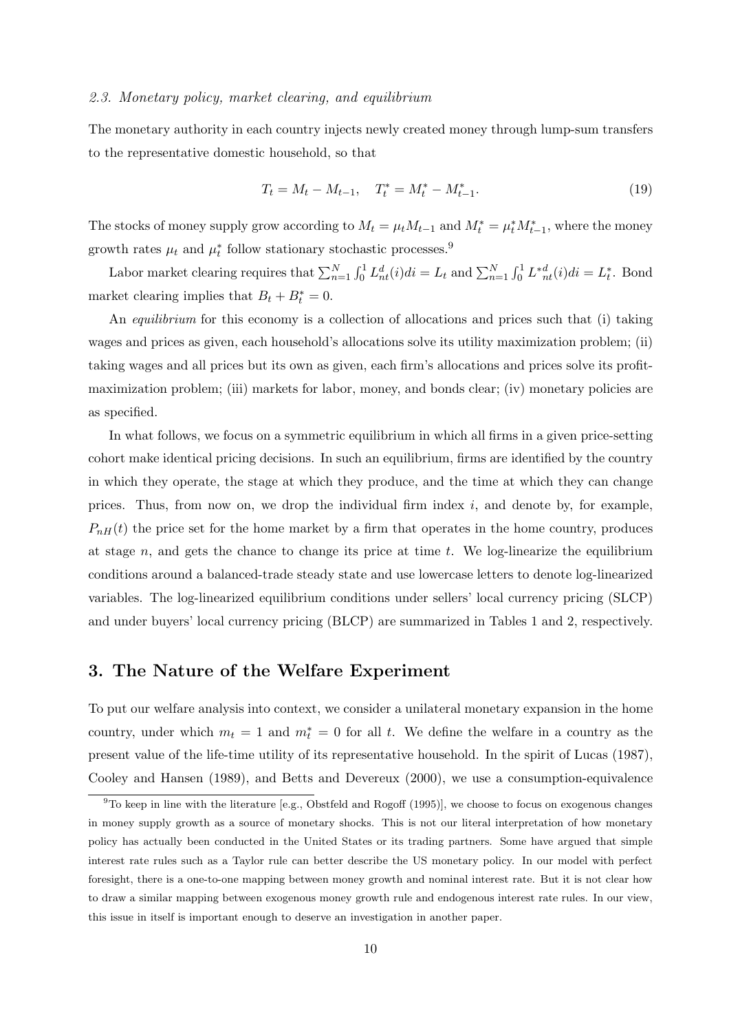*2.3. Monetary policy, market clearing, and equilibrium*

The monetary authority in each country injects newly created money through lump-sum transfers to the representative domestic household, so that

$$T_t = M_t - M_{t-1}, \quad T_t^* = M_t^* - M_{t-1}^*. \tag{19}$$

The stocks of money supply grow according to $M_t = \mu_t M_{t-1}$ and $M_t^* = \mu_t^* M_{t-1}^*$, where the money growth rates $\mu_t$ and $\mu_t^*$ follow stationary stochastic processes.[9]

Labor market clearing requires that $\sum_{n=1}^{N} \int_0^1 L_{nt}^d(i)di = L_t$ and $\sum_{n=1}^{N} \int_0^1 L^{*d}_{nt}(i)di = L_t^*$. Bond market clearing implies that $B_t + B_t^* = 0$.

An *equilibrium* for this economy is a collection of allocations and prices such that (i) taking wages and prices as given, each household's allocations solve its utility maximization problem; (ii) taking wages and all prices but its own as given, each firm's allocations and prices solve its profit-maximization problem; (iii) markets for labor, money, and bonds clear; (iv) monetary policies are as specified.

In what follows, we focus on a symmetric equilibrium in which all firms in a given price-setting cohort make identical pricing decisions. In such an equilibrium, firms are identified by the country in which they operate, the stage at which they produce, and the time at which they can change prices. Thus, from now on, we drop the individual firm index $i$, and denote by, for example, $P_{nH}(t)$ the price set for the home market by a firm that operates in the home country, produces at stage $n$, and gets the chance to change its price at time $t$. We log-linearize the equilibrium conditions around a balanced-trade steady state and use lowercase letters to denote log-linearized variables. The log-linearized equilibrium conditions under sellers' local currency pricing (SLCP) and under buyers' local currency pricing (BLCP) are summarized in Tables 1 and 2, respectively.

## 3. The Nature of the Welfare Experiment

To put our welfare analysis into context, we consider a unilateral monetary expansion in the home country, under which $m_t = 1$ and $m_t^* = 0$ for all $t$. We define the welfare in a country as the present value of the life-time utility of its representative household. In the spirit of Lucas (1987), Cooley and Hansen (1989), and Betts and Devereux (2000), we use a consumption-equivalence

---

[9] To keep in line with the literature [e.g., Obstfeld and Rogoff (1995)], we choose to focus on exogenous changes in money supply growth as a source of monetary shocks. This is not our literal interpretation of how monetary policy has actually been conducted in the United States or its trading partners. Some have argued that simple interest rate rules such as a Taylor rule can better describe the US monetary policy. In our model with perfect foresight, there is a one-to-one mapping between money growth and nominal interest rate. But it is not clear how to draw a similar mapping between exogenous money growth rule and endogenous interest rate rules. In our view, this issue in itself is important enough to deserve an investigation in another paper.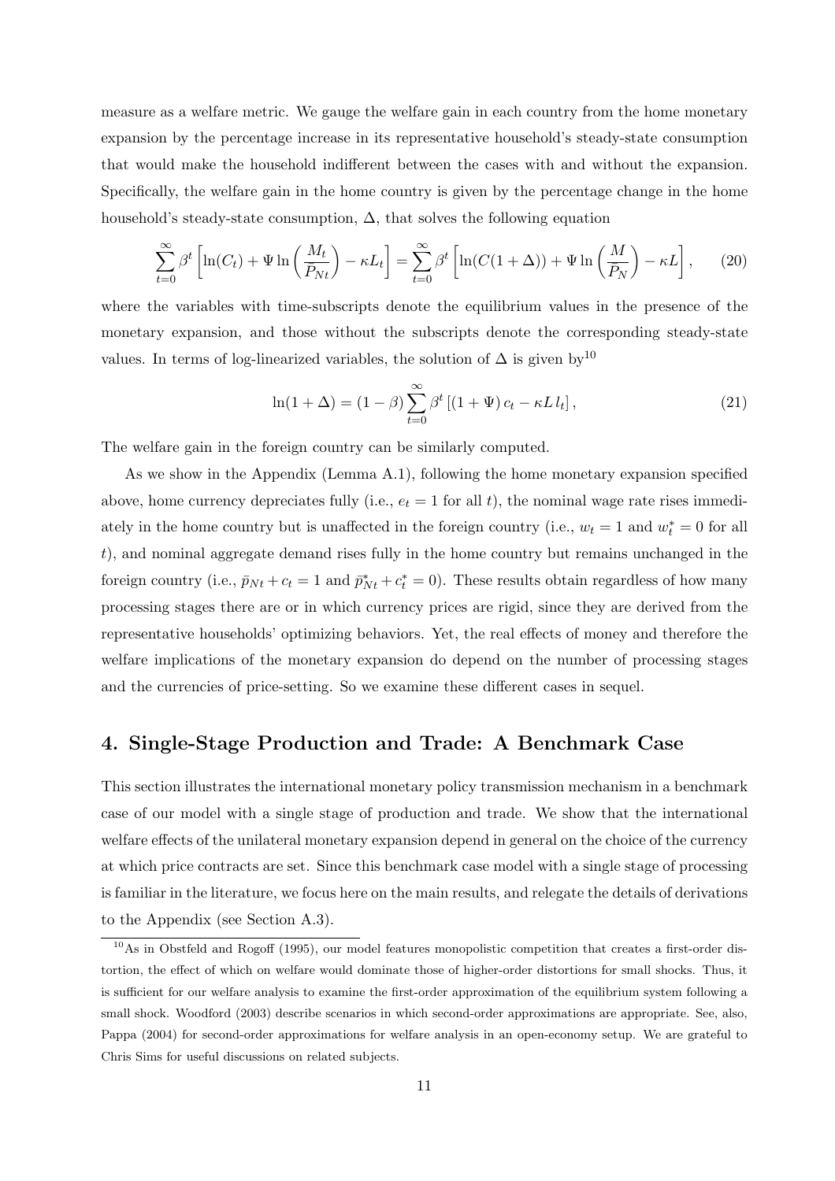measure as a welfare metric. We gauge the welfare gain in each country from the home monetary expansion by the percentage increase in its representative household's steady-state consumption that would make the household indifferent between the cases with and without the expansion. Specifically, the welfare gain in the home country is given by the percentage change in the home household's steady-state consumption, $\Delta$, that solves the following equation

$$\sum_{t=0}^{\infty} \beta^t \left[ \ln(C_t) + \Psi \ln\left(\frac{M_t}{P_{Nt}}\right) - \kappa L_t \right] = \sum_{t=0}^{\infty} \beta^t \left[ \ln(C(1+\Delta)) + \Psi \ln\left(\frac{M}{P_N}\right) - \kappa L \right], \quad (20)$$

where the variables with time-subscripts denote the equilibrium values in the presence of the monetary expansion, and those without the subscripts denote the corresponding steady-state values. In terms of log-linearized variables, the solution of $\Delta$ is given by[10]

$$\ln(1+\Delta) = (1-\beta) \sum_{t=0}^{\infty} \beta^t \left[ (1+\Psi)\, c_t - \kappa L\, l_t \right], \quad (21)$$

The welfare gain in the foreign country can be similarly computed.

As we show in the Appendix (Lemma A.1), following the home monetary expansion specified above, home currency depreciates fully (i.e., $e_t = 1$ for all $t$), the nominal wage rate rises immediately in the home country but is unaffected in the foreign country (i.e., $w_t = 1$ and $w_t^* = 0$ for all $t$), and nominal aggregate demand rises fully in the home country but remains unchanged in the foreign country (i.e., $\bar{p}_{Nt} + c_t = 1$ and $\bar{p}_{Nt}^* + c_t^* = 0$). These results obtain regardless of how many processing stages there are or in which currency prices are rigid, since they are derived from the representative households' optimizing behaviors. Yet, the real effects of money and therefore the welfare implications of the monetary expansion do depend on the number of processing stages and the currencies of price-setting. So we examine these different cases in sequel.

## 4. Single-Stage Production and Trade: A Benchmark Case

This section illustrates the international monetary policy transmission mechanism in a benchmark case of our model with a single stage of production and trade. We show that the international welfare effects of the unilateral monetary expansion depend in general on the choice of the currency at which price contracts are set. Since this benchmark case model with a single stage of processing is familiar in the literature, we focus here on the main results, and relegate the details of derivations to the Appendix (see Section A.3).

[10] As in Obstfeld and Rogoff (1995), our model features monopolistic competition that creates a first-order distortion, the effect of which on welfare would dominate those of higher-order distortions for small shocks. Thus, it is sufficient for our welfare analysis to examine the first-order approximation of the equilibrium system following a small shock. Woodford (2003) describe scenarios in which second-order approximations are appropriate. See, also, Pappa (2004) for second-order approximations for welfare analysis in an open-economy setup. We are grateful to Chris Sims for useful discussions on related subjects.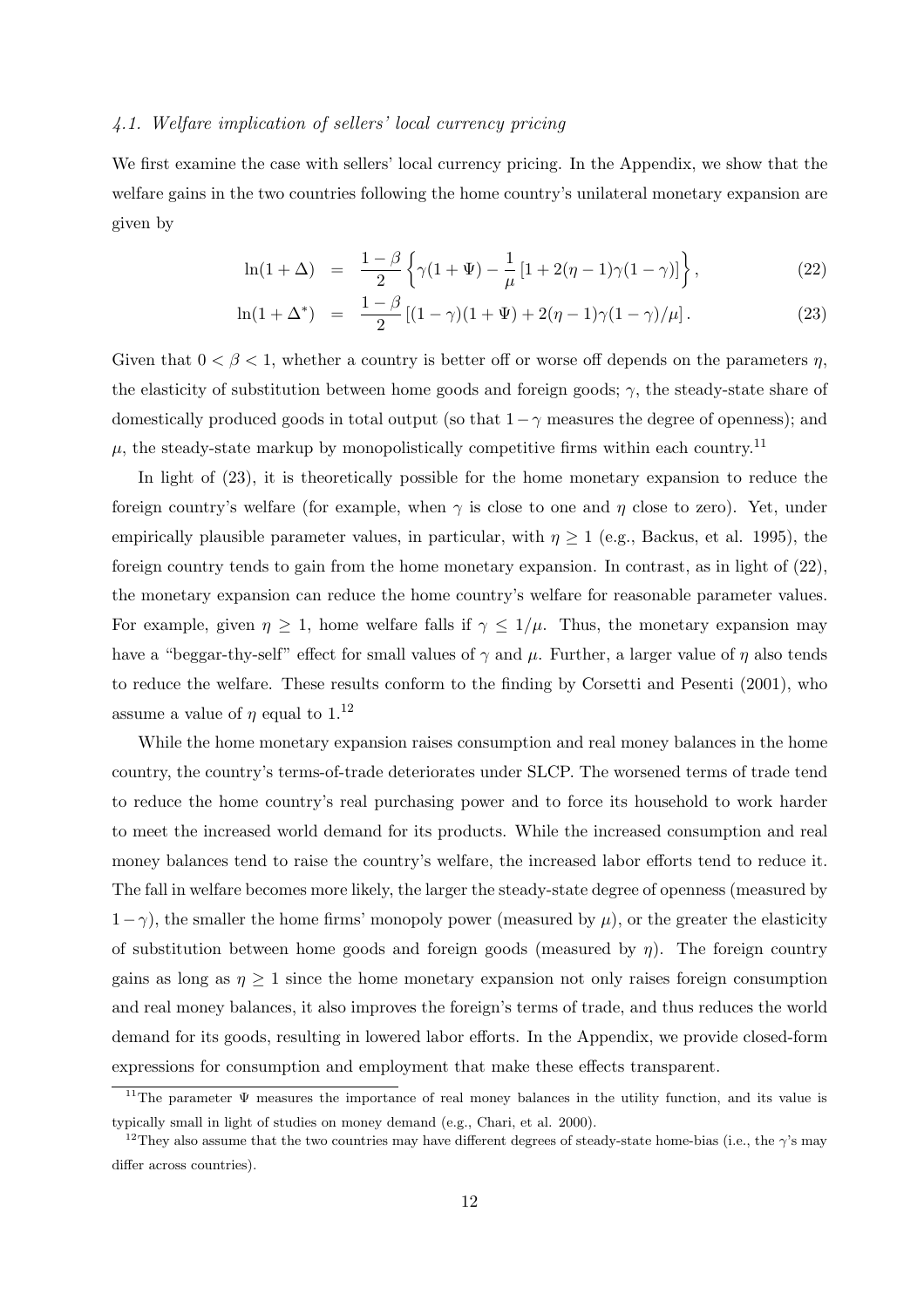#### 4.1. Welfare implication of sellers' local currency pricing

We first examine the case with sellers' local currency pricing. In the Appendix, we show that the welfare gains in the two countries following the home country's unilateral monetary expansion are given by

$$\ln(1+\Delta) = \frac{1-\beta}{2}\left\{\gamma(1+\Psi) - \frac{1}{\mu}\left[1 + 2(\eta-1)\gamma(1-\gamma)\right]\right\}, \tag{22}$$

$$\ln(1+\Delta^*) = \frac{1-\beta}{2}\left[(1-\gamma)(1+\Psi) + 2(\eta-1)\gamma(1-\gamma)/\mu\right]. \tag{23}$$

Given that $0 < \beta < 1$, whether a country is better off or worse off depends on the parameters $\eta$, the elasticity of substitution between home goods and foreign goods; $\gamma$, the steady-state share of domestically produced goods in total output (so that $1-\gamma$ measures the degree of openness); and $\mu$, the steady-state markup by monopolistically competitive firms within each country.[11]

In light of (23), it is theoretically possible for the home monetary expansion to reduce the foreign country's welfare (for example, when $\gamma$ is close to one and $\eta$ close to zero). Yet, under empirically plausible parameter values, in particular, with $\eta \geq 1$ (e.g., Backus, et al. 1995), the foreign country tends to gain from the home monetary expansion. In contrast, as in light of (22), the monetary expansion can reduce the home country's welfare for reasonable parameter values. For example, given $\eta \geq 1$, home welfare falls if $\gamma \leq 1/\mu$. Thus, the monetary expansion may have a "beggar-thy-self" effect for small values of $\gamma$ and $\mu$. Further, a larger value of $\eta$ also tends to reduce the welfare. These results conform to the finding by Corsetti and Pesenti (2001), who assume a value of $\eta$ equal to 1.[12]

While the home monetary expansion raises consumption and real money balances in the home country, the country's terms-of-trade deteriorates under SLCP. The worsened terms of trade tend to reduce the home country's real purchasing power and to force its household to work harder to meet the increased world demand for its products. While the increased consumption and real money balances tend to raise the country's welfare, the increased labor efforts tend to reduce it. The fall in welfare becomes more likely, the larger the steady-state degree of openness (measured by $1-\gamma$), the smaller the home firms' monopoly power (measured by $\mu$), or the greater the elasticity of substitution between home goods and foreign goods (measured by $\eta$). The foreign country gains as long as $\eta \geq 1$ since the home monetary expansion not only raises foreign consumption and real money balances, it also improves the foreign's terms of trade, and thus reduces the world demand for its goods, resulting in lowered labor efforts. In the Appendix, we provide closed-form expressions for consumption and employment that make these effects transparent.

[11] The parameter $\Psi$ measures the importance of real money balances in the utility function, and its value is typically small in light of studies on money demand (e.g., Chari, et al. 2000).

[12] They also assume that the two countries may have different degrees of steady-state home-bias (i.e., the $\gamma$'s may differ across countries).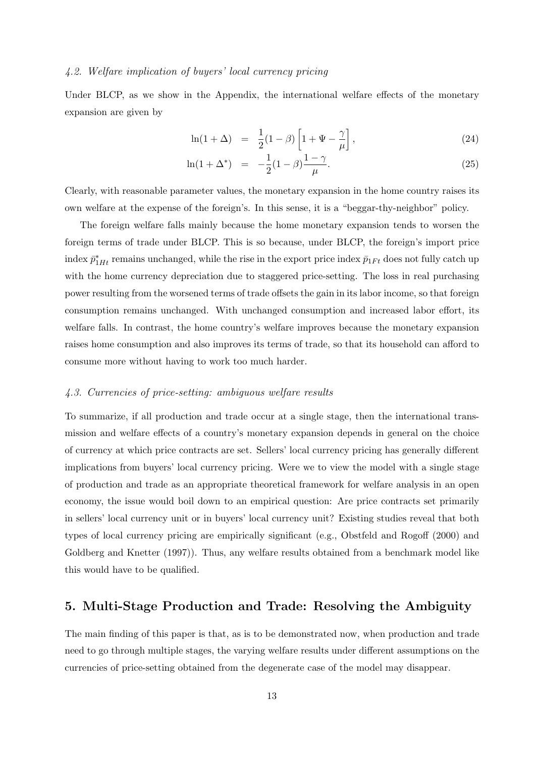### 4.2. Welfare implication of buyers' local currency pricing

Under BLCP, as we show in the Appendix, the international welfare effects of the monetary expansion are given by

$$\ln(1+\Delta) = \frac{1}{2}(1-\beta)\left[1+\Psi-\frac{\gamma}{\mu}\right], \tag{24}$$

$$\ln(1+\Delta^*) = -\frac{1}{2}(1-\beta)\frac{1-\gamma}{\mu}. \tag{25}$$

Clearly, with reasonable parameter values, the monetary expansion in the home country raises its own welfare at the expense of the foreign's. In this sense, it is a "beggar-thy-neighbor" policy.

The foreign welfare falls mainly because the home monetary expansion tends to worsen the foreign terms of trade under BLCP. This is so because, under BLCP, the foreign's import price index $\bar{p}^*_{1Ht}$ remains unchanged, while the rise in the export price index $\bar{p}_{1Ft}$ does not fully catch up with the home currency depreciation due to staggered price-setting. The loss in real purchasing power resulting from the worsened terms of trade offsets the gain in its labor income, so that foreign consumption remains unchanged. With unchanged consumption and increased labor effort, its welfare falls. In contrast, the home country's welfare improves because the monetary expansion raises home consumption and also improves its terms of trade, so that its household can afford to consume more without having to work too much harder.

### 4.3. Currencies of price-setting: ambiguous welfare results

To summarize, if all production and trade occur at a single stage, then the international transmission and welfare effects of a country's monetary expansion depends in general on the choice of currency at which price contracts are set. Sellers' local currency pricing has generally different implications from buyers' local currency pricing. Were we to view the model with a single stage of production and trade as an appropriate theoretical framework for welfare analysis in an open economy, the issue would boil down to an empirical question: Are price contracts set primarily in sellers' local currency unit or in buyers' local currency unit? Existing studies reveal that both types of local currency pricing are empirically significant (e.g., Obstfeld and Rogoff (2000) and Goldberg and Knetter (1997)). Thus, any welfare results obtained from a benchmark model like this would have to be qualified.

## 5. Multi-Stage Production and Trade: Resolving the Ambiguity

The main finding of this paper is that, as is to be demonstrated now, when production and trade need to go through multiple stages, the varying welfare results under different assumptions on the currencies of price-setting obtained from the degenerate case of the model may disappear.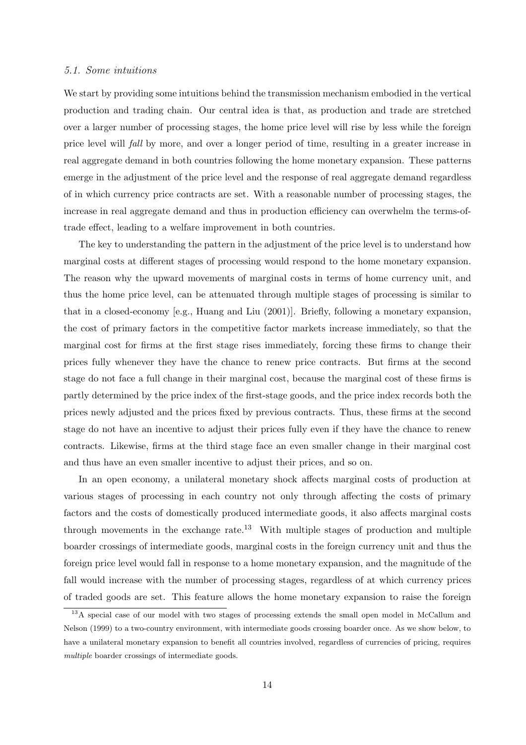### 5.1. Some intuitions

We start by providing some intuitions behind the transmission mechanism embodied in the vertical production and trading chain. Our central idea is that, as production and trade are stretched over a larger number of processing stages, the home price level will rise by less while the foreign price level will *fall* by more, and over a longer period of time, resulting in a greater increase in real aggregate demand in both countries following the home monetary expansion. These patterns emerge in the adjustment of the price level and the response of real aggregate demand regardless of in which currency price contracts are set. With a reasonable number of processing stages, the increase in real aggregate demand and thus in production efficiency can overwhelm the terms-of-trade effect, leading to a welfare improvement in both countries.

The key to understanding the pattern in the adjustment of the price level is to understand how marginal costs at different stages of processing would respond to the home monetary expansion. The reason why the upward movements of marginal costs in terms of home currency unit, and thus the home price level, can be attenuated through multiple stages of processing is similar to that in a closed-economy [e.g., Huang and Liu (2001)]. Briefly, following a monetary expansion, the cost of primary factors in the competitive factor markets increase immediately, so that the marginal cost for firms at the first stage rises immediately, forcing these firms to change their prices fully whenever they have the chance to renew price contracts. But firms at the second stage do not face a full change in their marginal cost, because the marginal cost of these firms is partly determined by the price index of the first-stage goods, and the price index records both the prices newly adjusted and the prices fixed by previous contracts. Thus, these firms at the second stage do not have an incentive to adjust their prices fully even if they have the chance to renew contracts. Likewise, firms at the third stage face an even smaller change in their marginal cost and thus have an even smaller incentive to adjust their prices, and so on.

In an open economy, a unilateral monetary shock affects marginal costs of production at various stages of processing in each country not only through affecting the costs of primary factors and the costs of domestically produced intermediate goods, it also affects marginal costs through movements in the exchange rate.[13] With multiple stages of production and multiple boarder crossings of intermediate goods, marginal costs in the foreign currency unit and thus the foreign price level would fall in response to a home monetary expansion, and the magnitude of the fall would increase with the number of processing stages, regardless of at which currency prices of traded goods are set. This feature allows the home monetary expansion to raise the foreign

[13] A special case of our model with two stages of processing extends the small open model in McCallum and Nelson (1999) to a two-country environment, with intermediate goods crossing boarder once. As we show below, to have a unilateral monetary expansion to benefit all countries involved, regardless of currencies of pricing, requires *multiple* boarder crossings of intermediate goods.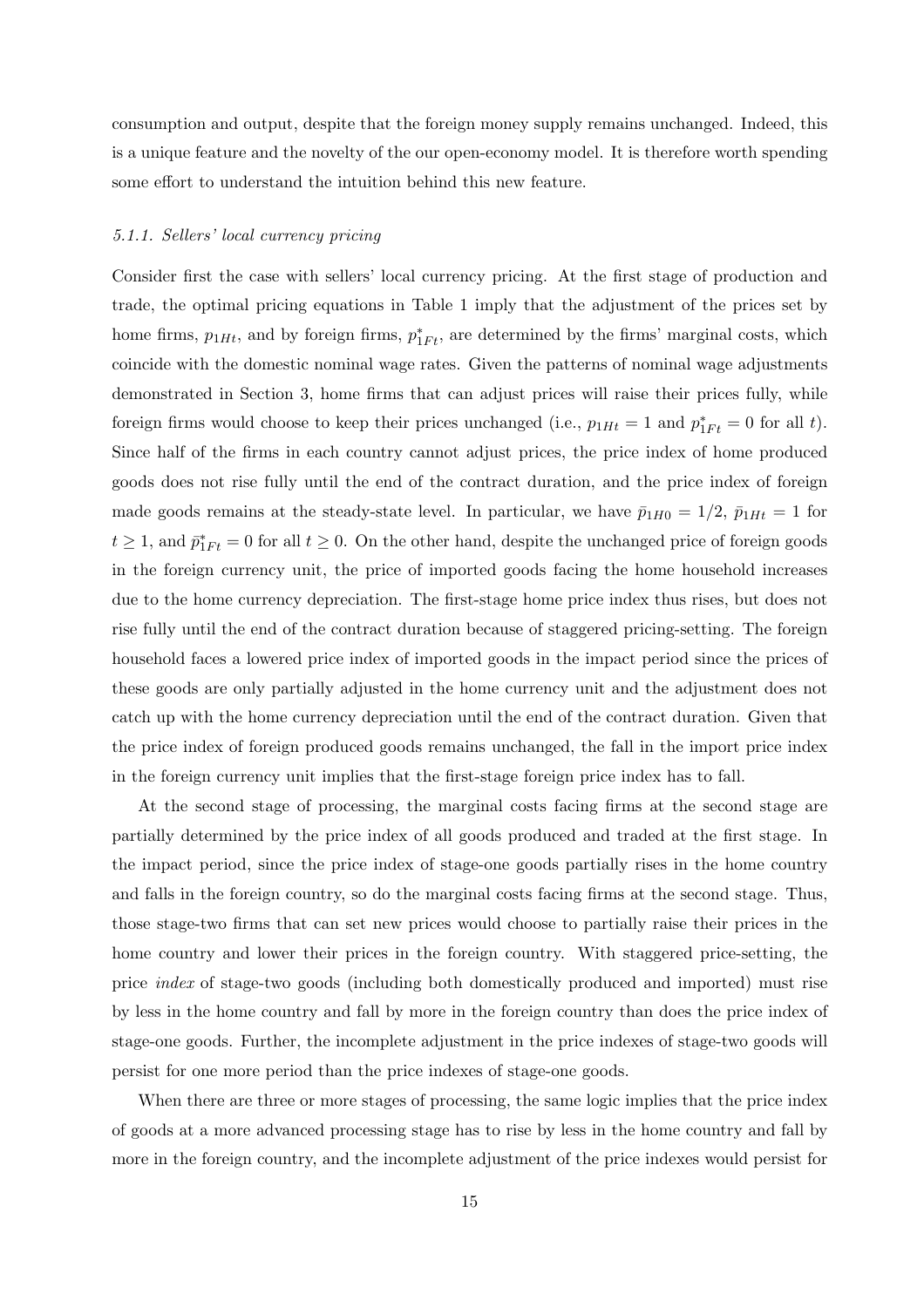consumption and output, despite that the foreign money supply remains unchanged. Indeed, this is a unique feature and the novelty of the our open-economy model. It is therefore worth spending some effort to understand the intuition behind this new feature.

### *5.1.1. Sellers' local currency pricing*

Consider first the case with sellers' local currency pricing. At the first stage of production and trade, the optimal pricing equations in Table 1 imply that the adjustment of the prices set by home firms, $p_{1Ht}$, and by foreign firms, $p^*_{1Ft}$, are determined by the firms' marginal costs, which coincide with the domestic nominal wage rates. Given the patterns of nominal wage adjustments demonstrated in Section 3, home firms that can adjust prices will raise their prices fully, while foreign firms would choose to keep their prices unchanged (i.e., $p_{1Ht} = 1$ and $p^*_{1Ft} = 0$ for all $t$). Since half of the firms in each country cannot adjust prices, the price index of home produced goods does not rise fully until the end of the contract duration, and the price index of foreign made goods remains at the steady-state level. In particular, we have $\bar{p}_{1H0} = 1/2$, $\bar{p}_{1Ht} = 1$ for $t \geq 1$, and $\bar{p}^*_{1Ft} = 0$ for all $t \geq 0$. On the other hand, despite the unchanged price of foreign goods in the foreign currency unit, the price of imported goods facing the home household increases due to the home currency depreciation. The first-stage home price index thus rises, but does not rise fully until the end of the contract duration because of staggered pricing-setting. The foreign household faces a lowered price index of imported goods in the impact period since the prices of these goods are only partially adjusted in the home currency unit and the adjustment does not catch up with the home currency depreciation until the end of the contract duration. Given that the price index of foreign produced goods remains unchanged, the fall in the import price index in the foreign currency unit implies that the first-stage foreign price index has to fall.

At the second stage of processing, the marginal costs facing firms at the second stage are partially determined by the price index of all goods produced and traded at the first stage. In the impact period, since the price index of stage-one goods partially rises in the home country and falls in the foreign country, so do the marginal costs facing firms at the second stage. Thus, those stage-two firms that can set new prices would choose to partially raise their prices in the home country and lower their prices in the foreign country. With staggered price-setting, the price *index* of stage-two goods (including both domestically produced and imported) must rise by less in the home country and fall by more in the foreign country than does the price index of stage-one goods. Further, the incomplete adjustment in the price indexes of stage-two goods will persist for one more period than the price indexes of stage-one goods.

When there are three or more stages of processing, the same logic implies that the price index of goods at a more advanced processing stage has to rise by less in the home country and fall by more in the foreign country, and the incomplete adjustment of the price indexes would persist for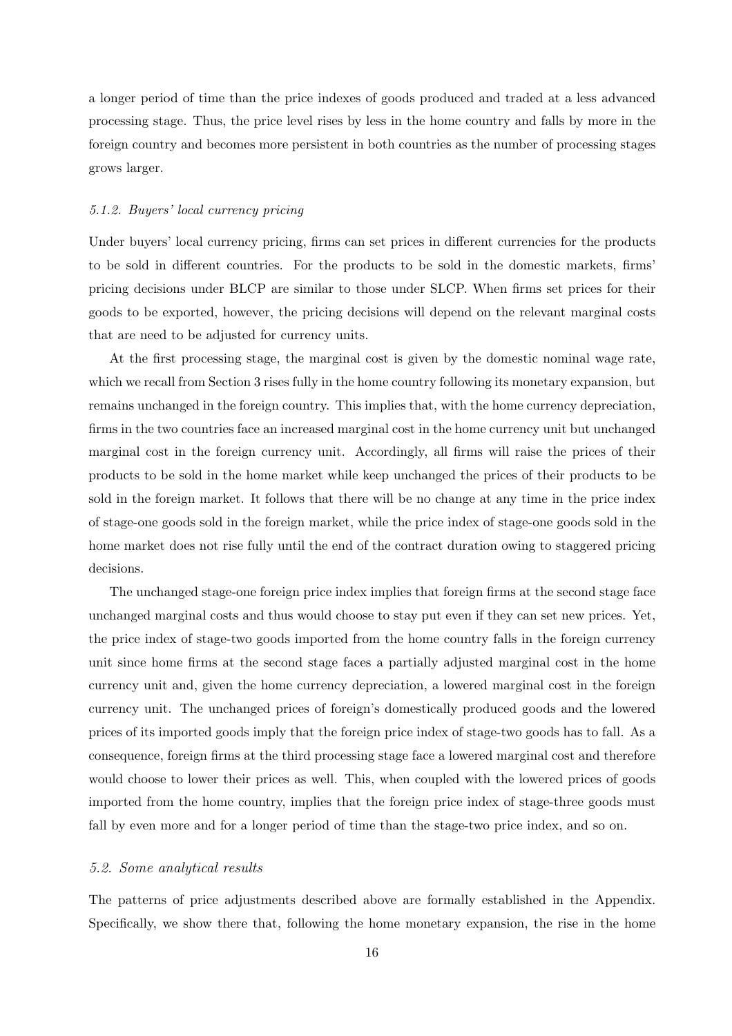a longer period of time than the price indexes of goods produced and traded at a less advanced processing stage. Thus, the price level rises by less in the home country and falls by more in the foreign country and becomes more persistent in both countries as the number of processing stages grows larger.

#### *5.1.2. Buyers' local currency pricing*

Under buyers' local currency pricing, firms can set prices in different currencies for the products to be sold in different countries. For the products to be sold in the domestic markets, firms' pricing decisions under BLCP are similar to those under SLCP. When firms set prices for their goods to be exported, however, the pricing decisions will depend on the relevant marginal costs that are need to be adjusted for currency units.

At the first processing stage, the marginal cost is given by the domestic nominal wage rate, which we recall from Section 3 rises fully in the home country following its monetary expansion, but remains unchanged in the foreign country. This implies that, with the home currency depreciation, firms in the two countries face an increased marginal cost in the home currency unit but unchanged marginal cost in the foreign currency unit. Accordingly, all firms will raise the prices of their products to be sold in the home market while keep unchanged the prices of their products to be sold in the foreign market. It follows that there will be no change at any time in the price index of stage-one goods sold in the foreign market, while the price index of stage-one goods sold in the home market does not rise fully until the end of the contract duration owing to staggered pricing decisions.

The unchanged stage-one foreign price index implies that foreign firms at the second stage face unchanged marginal costs and thus would choose to stay put even if they can set new prices. Yet, the price index of stage-two goods imported from the home country falls in the foreign currency unit since home firms at the second stage faces a partially adjusted marginal cost in the home currency unit and, given the home currency depreciation, a lowered marginal cost in the foreign currency unit. The unchanged prices of foreign's domestically produced goods and the lowered prices of its imported goods imply that the foreign price index of stage-two goods has to fall. As a consequence, foreign firms at the third processing stage face a lowered marginal cost and therefore would choose to lower their prices as well. This, when coupled with the lowered prices of goods imported from the home country, implies that the foreign price index of stage-three goods must fall by even more and for a longer period of time than the stage-two price index, and so on.

### *5.2. Some analytical results*

The patterns of price adjustments described above are formally established in the Appendix. Specifically, we show there that, following the home monetary expansion, the rise in the home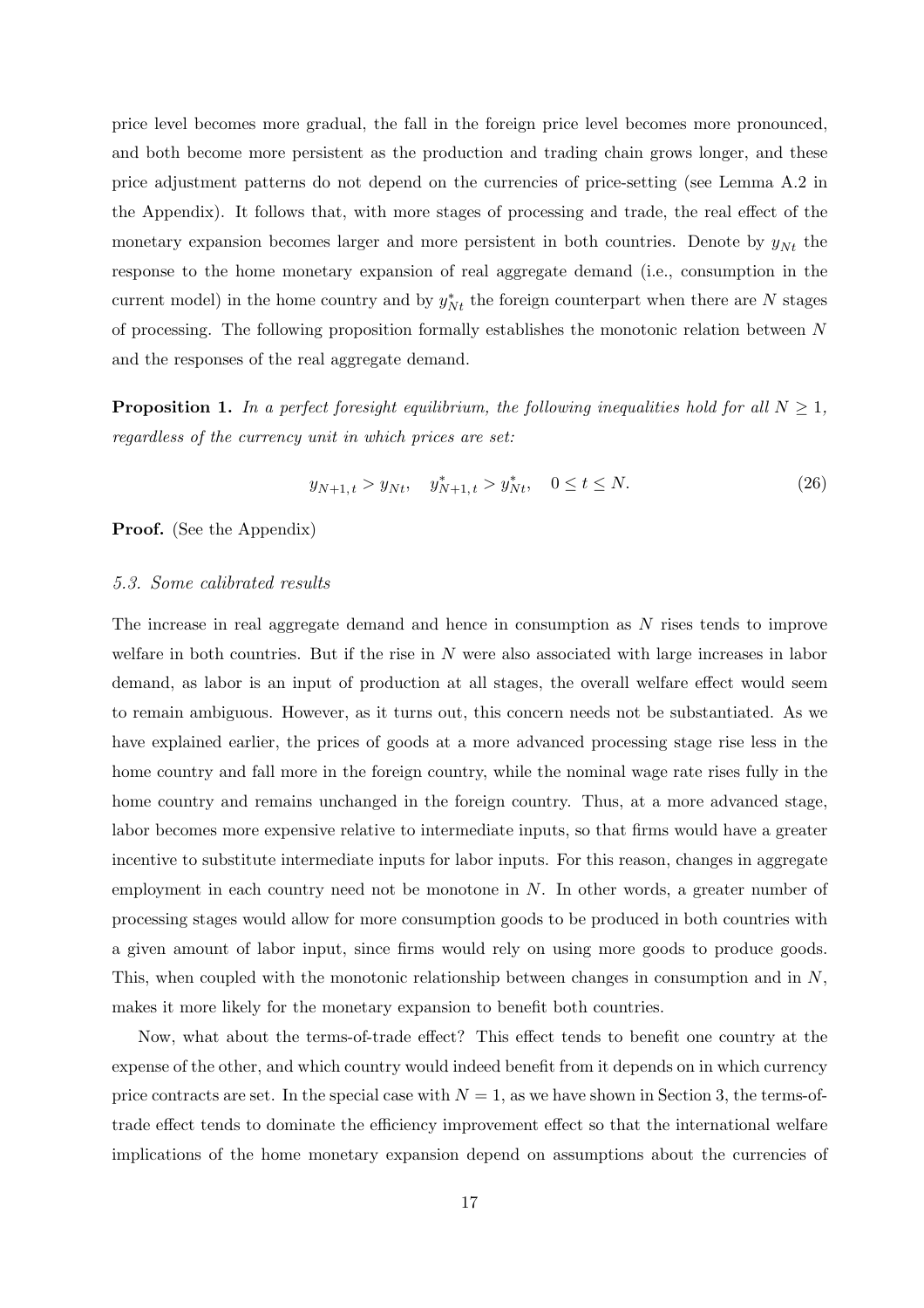price level becomes more gradual, the fall in the foreign price level becomes more pronounced, and both become more persistent as the production and trading chain grows longer, and these price adjustment patterns do not depend on the currencies of price-setting (see Lemma A.2 in the Appendix). It follows that, with more stages of processing and trade, the real effect of the monetary expansion becomes larger and more persistent in both countries. Denote by $y_{Nt}$ the response to the home monetary expansion of real aggregate demand (i.e., consumption in the current model) in the home country and by $y^*_{Nt}$ the foreign counterpart when there are $N$ stages of processing. The following proposition formally establishes the monotonic relation between $N$ and the responses of the real aggregate demand.

**Proposition 1.** *In a perfect foresight equilibrium, the following inequalities hold for all $N \geq 1$, regardless of the currency unit in which prices are set:*

$$y_{N+1,\,t} > y_{Nt}, \quad y^*_{N+1,\,t} > y^*_{Nt}, \quad 0 \leq t \leq N. \tag{26}$$

**Proof.** (See the Appendix)

### *5.3. Some calibrated results*

The increase in real aggregate demand and hence in consumption as $N$ rises tends to improve welfare in both countries. But if the rise in $N$ were also associated with large increases in labor demand, as labor is an input of production at all stages, the overall welfare effect would seem to remain ambiguous. However, as it turns out, this concern needs not be substantiated. As we have explained earlier, the prices of goods at a more advanced processing stage rise less in the home country and fall more in the foreign country, while the nominal wage rate rises fully in the home country and remains unchanged in the foreign country. Thus, at a more advanced stage, labor becomes more expensive relative to intermediate inputs, so that firms would have a greater incentive to substitute intermediate inputs for labor inputs. For this reason, changes in aggregate employment in each country need not be monotone in $N$. In other words, a greater number of processing stages would allow for more consumption goods to be produced in both countries with a given amount of labor input, since firms would rely on using more goods to produce goods. This, when coupled with the monotonic relationship between changes in consumption and in $N$, makes it more likely for the monetary expansion to benefit both countries.

Now, what about the terms-of-trade effect? This effect tends to benefit one country at the expense of the other, and which country would indeed benefit from it depends on in which currency price contracts are set. In the special case with $N = 1$, as we have shown in Section 3, the terms-of-trade effect tends to dominate the efficiency improvement effect so that the international welfare implications of the home monetary expansion depend on assumptions about the currencies of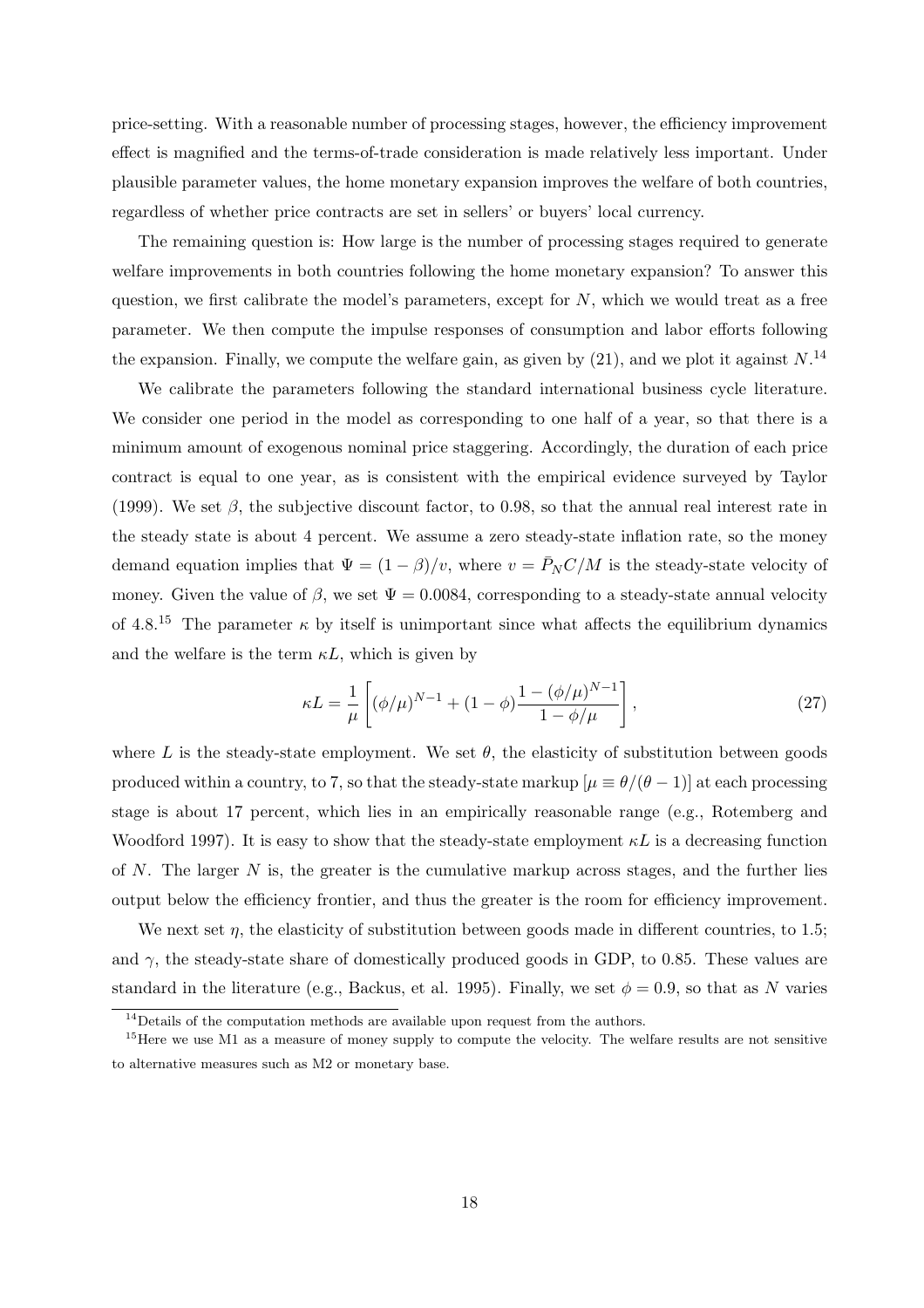price-setting. With a reasonable number of processing stages, however, the efficiency improvement effect is magnified and the terms-of-trade consideration is made relatively less important. Under plausible parameter values, the home monetary expansion improves the welfare of both countries, regardless of whether price contracts are set in sellers' or buyers' local currency.

The remaining question is: How large is the number of processing stages required to generate welfare improvements in both countries following the home monetary expansion? To answer this question, we first calibrate the model's parameters, except for $N$, which we would treat as a free parameter. We then compute the impulse responses of consumption and labor efforts following the expansion. Finally, we compute the welfare gain, as given by (21), and we plot it against $N$.[14]

We calibrate the parameters following the standard international business cycle literature. We consider one period in the model as corresponding to one half of a year, so that there is a minimum amount of exogenous nominal price staggering. Accordingly, the duration of each price contract is equal to one year, as is consistent with the empirical evidence surveyed by Taylor (1999). We set $\beta$, the subjective discount factor, to 0.98, so that the annual real interest rate in the steady state is about 4 percent. We assume a zero steady-state inflation rate, so the money demand equation implies that $\Psi = (1 - \beta)/v$, where $v = \bar{P}_N C/M$ is the steady-state velocity of money. Given the value of $\beta$, we set $\Psi = 0.0084$, corresponding to a steady-state annual velocity of 4.8.[15] The parameter $\kappa$ by itself is unimportant since what affects the equilibrium dynamics and the welfare is the term $\kappa L$, which is given by

$$\kappa L = \frac{1}{\mu}\left[(\phi/\mu)^{N-1} + (1-\phi)\frac{1-(\phi/\mu)^{N-1}}{1-\phi/\mu}\right], \tag{27}$$

where $L$ is the steady-state employment. We set $\theta$, the elasticity of substitution between goods produced within a country, to 7, so that the steady-state markup $[\mu \equiv \theta/(\theta - 1)]$ at each processing stage is about 17 percent, which lies in an empirically reasonable range (e.g., Rotemberg and Woodford 1997). It is easy to show that the steady-state employment $\kappa L$ is a decreasing function of $N$. The larger $N$ is, the greater is the cumulative markup across stages, and the further lies output below the efficiency frontier, and thus the greater is the room for efficiency improvement.

We next set $\eta$, the elasticity of substitution between goods made in different countries, to 1.5; and $\gamma$, the steady-state share of domestically produced goods in GDP, to 0.85. These values are standard in the literature (e.g., Backus, et al. 1995). Finally, we set $\phi = 0.9$, so that as $N$ varies

[14] Details of the computation methods are available upon request from the authors.

[15] Here we use M1 as a measure of money supply to compute the velocity. The welfare results are not sensitive to alternative measures such as M2 or monetary base.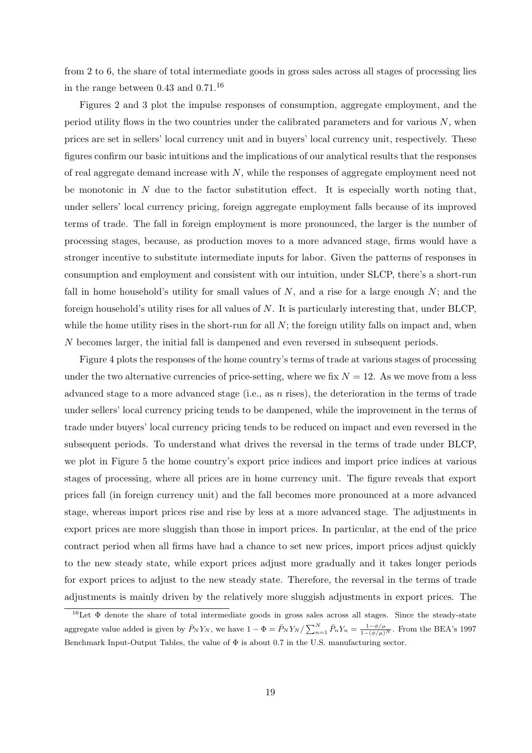from 2 to 6, the share of total intermediate goods in gross sales across all stages of processing lies in the range between 0.43 and 0.71.[16]

Figures 2 and 3 plot the impulse responses of consumption, aggregate employment, and the period utility flows in the two countries under the calibrated parameters and for various $N$, when prices are set in sellers' local currency unit and in buyers' local currency unit, respectively. These figures confirm our basic intuitions and the implications of our analytical results that the responses of real aggregate demand increase with $N$, while the responses of aggregate employment need not be monotonic in $N$ due to the factor substitution effect. It is especially worth noting that, under sellers' local currency pricing, foreign aggregate employment falls because of its improved terms of trade. The fall in foreign employment is more pronounced, the larger is the number of processing stages, because, as production moves to a more advanced stage, firms would have a stronger incentive to substitute intermediate inputs for labor. Given the patterns of responses in consumption and employment and consistent with our intuition, under SLCP, there's a short-run fall in home household's utility for small values of $N$, and a rise for a large enough $N$; and the foreign household's utility rises for all values of $N$. It is particularly interesting that, under BLCP, while the home utility rises in the short-run for all $N$; the foreign utility falls on impact and, when $N$ becomes larger, the initial fall is dampened and even reversed in subsequent periods.

Figure 4 plots the responses of the home country's terms of trade at various stages of processing under the two alternative currencies of price-setting, where we fix $N = 12$. As we move from a less advanced stage to a more advanced stage (i.e., as $n$ rises), the deterioration in the terms of trade under sellers' local currency pricing tends to be dampened, while the improvement in the terms of trade under buyers' local currency pricing tends to be reduced on impact and even reversed in the subsequent periods. To understand what drives the reversal in the terms of trade under BLCP, we plot in Figure 5 the home country's export price indices and import price indices at various stages of processing, where all prices are in home currency unit. The figure reveals that export prices fall (in foreign currency unit) and the fall becomes more pronounced at a more advanced stage, whereas import prices rise and rise by less at a more advanced stage. The adjustments in export prices are more sluggish than those in import prices. In particular, at the end of the price contract period when all firms have had a chance to set new prices, import prices adjust quickly to the new steady state, while export prices adjust more gradually and it takes longer periods for export prices to adjust to the new steady state. Therefore, the reversal in the terms of trade adjustments is mainly driven by the relatively more sluggish adjustments in export prices. The

[16] Let $\Phi$ denote the share of total intermediate goods in gross sales across all stages. Since the steady-state aggregate value added is given by $\bar{P}_N Y_N$, we have $1 - \Phi = \bar{P}_N Y_N / \sum_{n=1}^{N} \bar{P}_n Y_n = \frac{1-\phi/\mu}{1-(\phi/\mu)^N}$. From the BEA's 1997 Benchmark Input-Output Tables, the value of $\Phi$ is about 0.7 in the U.S. manufacturing sector.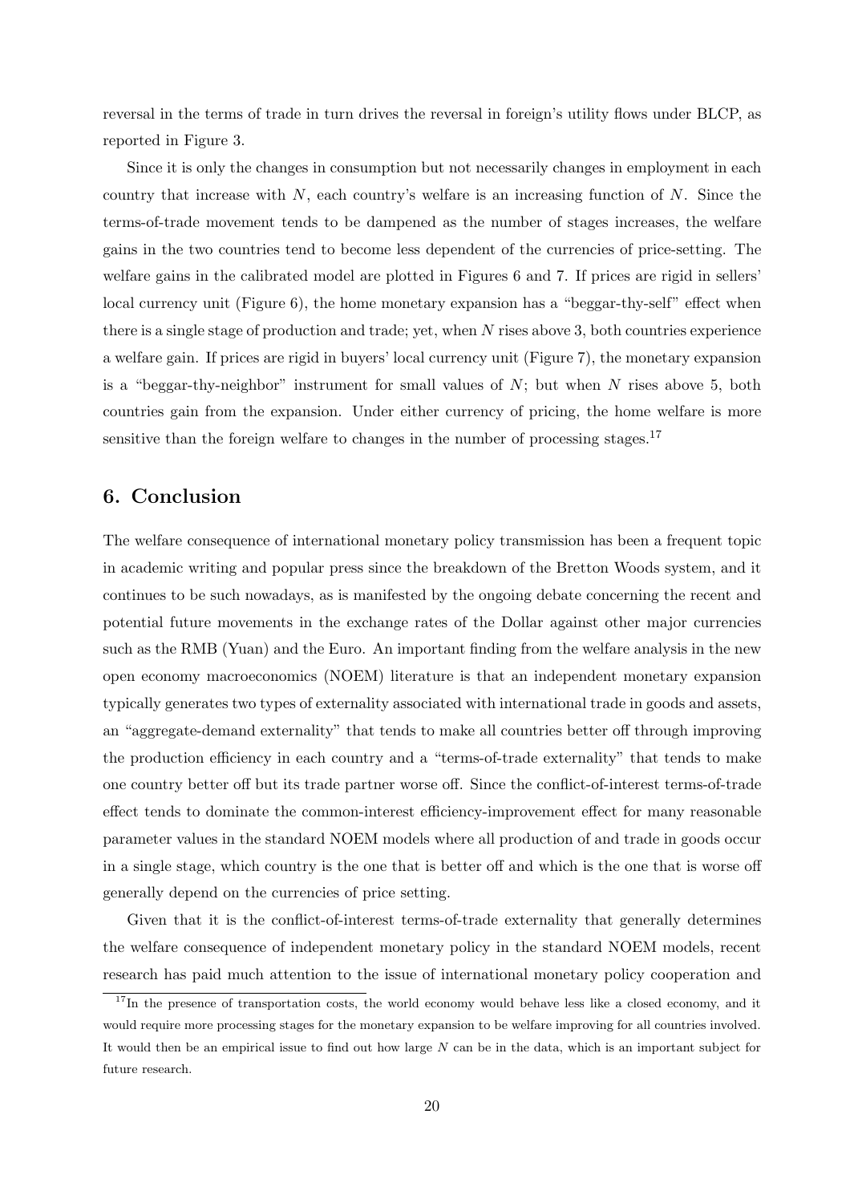reversal in the terms of trade in turn drives the reversal in foreign's utility flows under BLCP, as reported in Figure 3.

Since it is only the changes in consumption but not necessarily changes in employment in each country that increase with $N$, each country's welfare is an increasing function of $N$. Since the terms-of-trade movement tends to be dampened as the number of stages increases, the welfare gains in the two countries tend to become less dependent of the currencies of price-setting. The welfare gains in the calibrated model are plotted in Figures 6 and 7. If prices are rigid in sellers' local currency unit (Figure 6), the home monetary expansion has a "beggar-thy-self" effect when there is a single stage of production and trade; yet, when $N$ rises above 3, both countries experience a welfare gain. If prices are rigid in buyers' local currency unit (Figure 7), the monetary expansion is a "beggar-thy-neighbor" instrument for small values of $N$; but when $N$ rises above 5, both countries gain from the expansion. Under either currency of pricing, the home welfare is more sensitive than the foreign welfare to changes in the number of processing stages.[17]

## 6. Conclusion

The welfare consequence of international monetary policy transmission has been a frequent topic in academic writing and popular press since the breakdown of the Bretton Woods system, and it continues to be such nowadays, as is manifested by the ongoing debate concerning the recent and potential future movements in the exchange rates of the Dollar against other major currencies such as the RMB (Yuan) and the Euro. An important finding from the welfare analysis in the new open economy macroeconomics (NOEM) literature is that an independent monetary expansion typically generates two types of externality associated with international trade in goods and assets, an "aggregate-demand externality" that tends to make all countries better off through improving the production efficiency in each country and a "terms-of-trade externality" that tends to make one country better off but its trade partner worse off. Since the conflict-of-interest terms-of-trade effect tends to dominate the common-interest efficiency-improvement effect for many reasonable parameter values in the standard NOEM models where all production of and trade in goods occur in a single stage, which country is the one that is better off and which is the one that is worse off generally depend on the currencies of price setting.

Given that it is the conflict-of-interest terms-of-trade externality that generally determines the welfare consequence of independent monetary policy in the standard NOEM models, recent research has paid much attention to the issue of international monetary policy cooperation and

[17] In the presence of transportation costs, the world economy would behave less like a closed economy, and it would require more processing stages for the monetary expansion to be welfare improving for all countries involved. It would then be an empirical issue to find out how large $N$ can be in the data, which is an important subject for future research.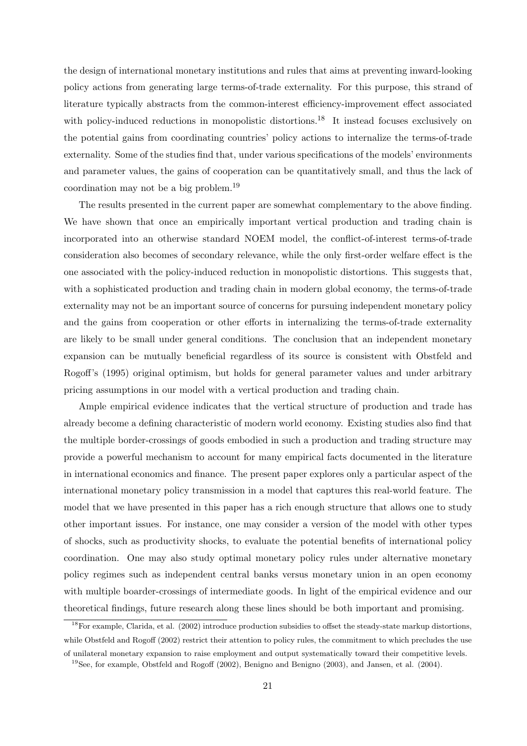the design of international monetary institutions and rules that aims at preventing inward-looking policy actions from generating large terms-of-trade externality. For this purpose, this strand of literature typically abstracts from the common-interest efficiency-improvement effect associated with policy-induced reductions in monopolistic distortions.[18] It instead focuses exclusively on the potential gains from coordinating countries' policy actions to internalize the terms-of-trade externality. Some of the studies find that, under various specifications of the models' environments and parameter values, the gains of cooperation can be quantitatively small, and thus the lack of coordination may not be a big problem.[19]

The results presented in the current paper are somewhat complementary to the above finding. We have shown that once an empirically important vertical production and trading chain is incorporated into an otherwise standard NOEM model, the conflict-of-interest terms-of-trade consideration also becomes of secondary relevance, while the only first-order welfare effect is the one associated with the policy-induced reduction in monopolistic distortions. This suggests that, with a sophisticated production and trading chain in modern global economy, the terms-of-trade externality may not be an important source of concerns for pursuing independent monetary policy and the gains from cooperation or other efforts in internalizing the terms-of-trade externality are likely to be small under general conditions. The conclusion that an independent monetary expansion can be mutually beneficial regardless of its source is consistent with Obstfeld and Rogoff's (1995) original optimism, but holds for general parameter values and under arbitrary pricing assumptions in our model with a vertical production and trading chain.

Ample empirical evidence indicates that the vertical structure of production and trade has already become a defining characteristic of modern world economy. Existing studies also find that the multiple border-crossings of goods embodied in such a production and trading structure may provide a powerful mechanism to account for many empirical facts documented in the literature in international economics and finance. The present paper explores only a particular aspect of the international monetary policy transmission in a model that captures this real-world feature. The model that we have presented in this paper has a rich enough structure that allows one to study other important issues. For instance, one may consider a version of the model with other types of shocks, such as productivity shocks, to evaluate the potential benefits of international policy coordination. One may also study optimal monetary policy rules under alternative monetary policy regimes such as independent central banks versus monetary union in an open economy with multiple boarder-crossings of intermediate goods. In light of the empirical evidence and our theoretical findings, future research along these lines should be both important and promising.

[18]For example, Clarida, et al. (2002) introduce production subsidies to offset the steady-state markup distortions, while Obstfeld and Rogoff (2002) restrict their attention to policy rules, the commitment to which precludes the use of unilateral monetary expansion to raise employment and output systematically toward their competitive levels.

[19]See, for example, Obstfeld and Rogoff (2002), Benigno and Benigno (2003), and Jansen, et al. (2004).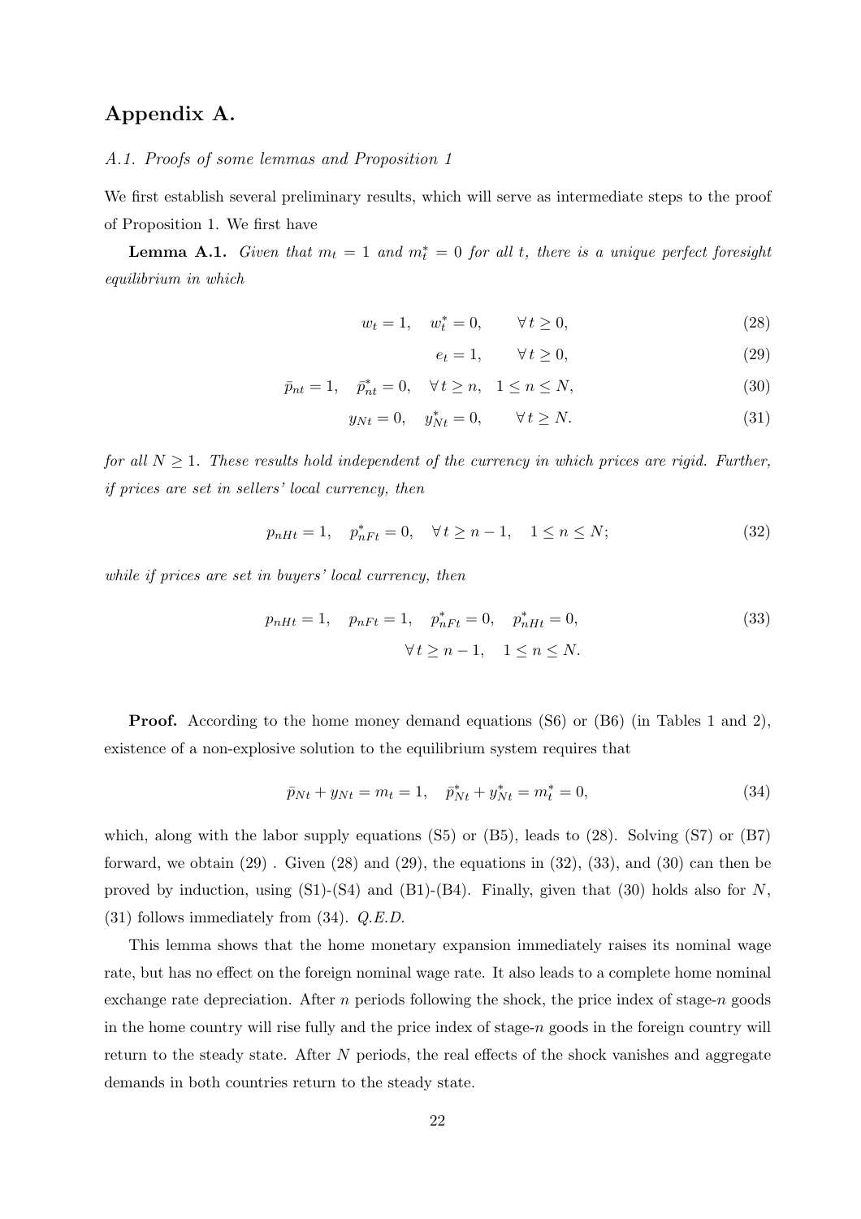## Appendix A.

### *A.1. Proofs of some lemmas and Proposition 1*

We first establish several preliminary results, which will serve as intermediate steps to the proof of Proposition 1. We first have

**Lemma A.1.** *Given that $m_t = 1$ and $m_t^* = 0$ for all $t$, there is a unique perfect foresight equilibrium in which*

$$w_t = 1, \quad w_t^* = 0, \qquad \forall\, t \geq 0, \tag{28}$$

$$e_t = 1, \qquad \forall\, t \geq 0, \tag{29}$$

$$\bar{p}_{nt} = 1, \quad \bar{p}_{nt}^* = 0, \quad \forall\, t \geq n, \quad 1 \leq n \leq N, \tag{30}$$

$$y_{Nt} = 0, \quad y_{Nt}^* = 0, \qquad \forall\, t \geq N. \tag{31}$$

*for all $N \geq 1$. These results hold independent of the currency in which prices are rigid. Further, if prices are set in sellers' local currency, then*

$$p_{nHt} = 1, \quad p_{nFt}^* = 0, \quad \forall\, t \geq n-1, \quad 1 \leq n \leq N; \tag{32}$$

*while if prices are set in buyers' local currency, then*

$$\begin{aligned} p_{nHt} = 1, \quad p_{nFt} = 1, \quad p_{nFt}^* = 0, \quad p_{nHt}^* = 0, \\ \forall\, t \geq n-1, \quad 1 \leq n \leq N. \end{aligned} \tag{33}$$

**Proof.** According to the home money demand equations (S6) or (B6) (in Tables 1 and 2), existence of a non-explosive solution to the equilibrium system requires that

$$\bar{p}_{Nt} + y_{Nt} = m_t = 1, \quad \bar{p}_{Nt}^* + y_{Nt}^* = m_t^* = 0, \tag{34}$$

which, along with the labor supply equations (S5) or (B5), leads to (28). Solving (S7) or (B7) forward, we obtain (29) . Given (28) and (29), the equations in (32), (33), and (30) can then be proved by induction, using (S1)-(S4) and (B1)-(B4). Finally, given that (30) holds also for $N$, (31) follows immediately from (34). *Q.E.D.*

This lemma shows that the home monetary expansion immediately raises its nominal wage rate, but has no effect on the foreign nominal wage rate. It also leads to a complete home nominal exchange rate depreciation. After $n$ periods following the shock, the price index of stage-$n$ goods in the home country will rise fully and the price index of stage-$n$ goods in the foreign country will return to the steady state. After $N$ periods, the real effects of the shock vanishes and aggregate demands in both countries return to the steady state.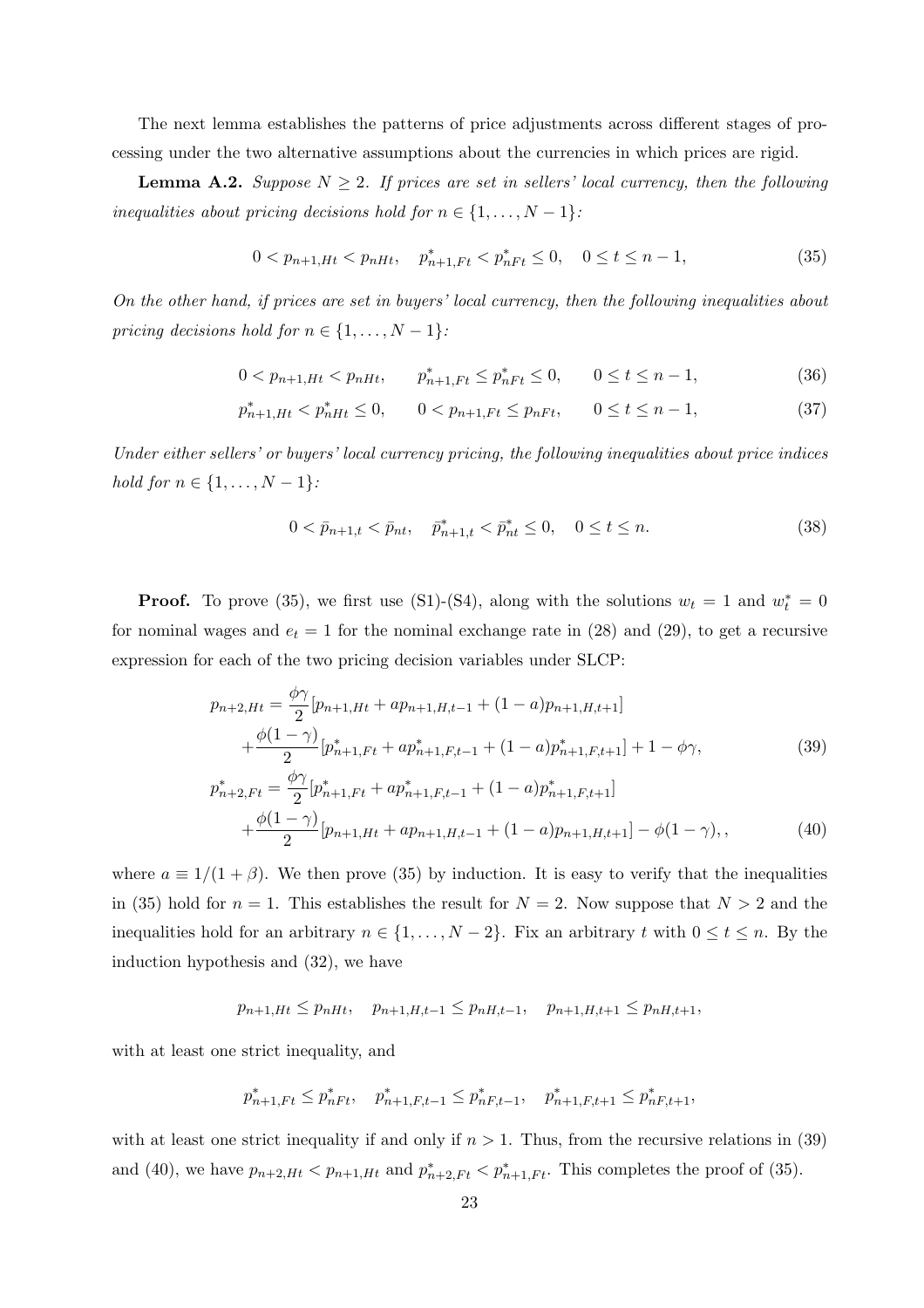The next lemma establishes the patterns of price adjustments across different stages of processing under the two alternative assumptions about the currencies in which prices are rigid.

**Lemma A.2.** *Suppose $N \geq 2$. If prices are set in sellers' local currency, then the following inequalities about pricing decisions hold for $n \in \{1, \ldots, N-1\}$:*

$$0 < p_{n+1,Ht} < p_{nHt}, \quad p^*_{n+1,Ft} < p^*_{nFt} \leq 0, \quad 0 \leq t \leq n-1, \tag{35}$$

*On the other hand, if prices are set in buyers' local currency, then the following inequalities about pricing decisions hold for $n \in \{1, \ldots, N-1\}$:*

$$0 < p_{n+1,Ht} < p_{nHt}, \qquad p^*_{n+1,Ft} \leq p^*_{nFt} \leq 0, \qquad 0 \leq t \leq n-1, \tag{36}$$

$$p^*_{n+1,Ht} < p^*_{nHt} \leq 0, \qquad 0 < p_{n+1,Ft} \leq p_{nFt}, \qquad 0 \leq t \leq n-1, \tag{37}$$

*Under either sellers' or buyers' local currency pricing, the following inequalities about price indices hold for $n \in \{1, \ldots, N-1\}$:*

$$0 < \bar{p}_{n+1,t} < \bar{p}_{nt}, \quad \bar{p}^*_{n+1,t} < \bar{p}^*_{nt} \leq 0, \quad 0 \leq t \leq n. \tag{38}$$

**Proof.** To prove (35), we first use (S1)-(S4), along with the solutions $w_t = 1$ and $w^*_t = 0$ for nominal wages and $e_t = 1$ for the nominal exchange rate in (28) and (29), to get a recursive expression for each of the two pricing decision variables under SLCP:

$$\begin{aligned}
p_{n+2,Ht} = &\frac{\phi\gamma}{2}[p_{n+1,Ht} + ap_{n+1,H,t-1} + (1-a)p_{n+1,H,t+1}] \\
&+ \frac{\phi(1-\gamma)}{2}[p^*_{n+1,Ft} + ap^*_{n+1,F,t-1} + (1-a)p^*_{n+1,F,t+1}] + 1 - \phi\gamma,
\end{aligned} \tag{39}$$

$$\begin{aligned}
p^*_{n+2,Ft} = &\frac{\phi\gamma}{2}[p^*_{n+1,Ft} + ap^*_{n+1,F,t-1} + (1-a)p^*_{n+1,F,t+1}] \\
&+ \frac{\phi(1-\gamma)}{2}[p_{n+1,Ht} + ap_{n+1,H,t-1} + (1-a)p_{n+1,H,t+1}] - \phi(1-\gamma),,
\end{aligned} \tag{40}$$

where $a \equiv 1/(1+\beta)$. We then prove (35) by induction. It is easy to verify that the inequalities in (35) hold for $n = 1$. This establishes the result for $N = 2$. Now suppose that $N > 2$ and the inequalities hold for an arbitrary $n \in \{1, \ldots, N-2\}$. Fix an arbitrary $t$ with $0 \leq t \leq n$. By the induction hypothesis and (32), we have

$$p_{n+1,Ht} \leq p_{nHt}, \quad p_{n+1,H,t-1} \leq p_{nH,t-1}, \quad p_{n+1,H,t+1} \leq p_{nH,t+1},$$

with at least one strict inequality, and

$$p^*_{n+1,Ft} \leq p^*_{nFt}, \quad p^*_{n+1,F,t-1} \leq p^*_{nF,t-1}, \quad p^*_{n+1,F,t+1} \leq p^*_{nF,t+1},$$

with at least one strict inequality if and only if $n > 1$. Thus, from the recursive relations in (39) and (40), we have $p_{n+2,Ht} < p_{n+1,Ht}$ and $p^*_{n+2,Ft} < p^*_{n+1,Ft}$. This completes the proof of (35).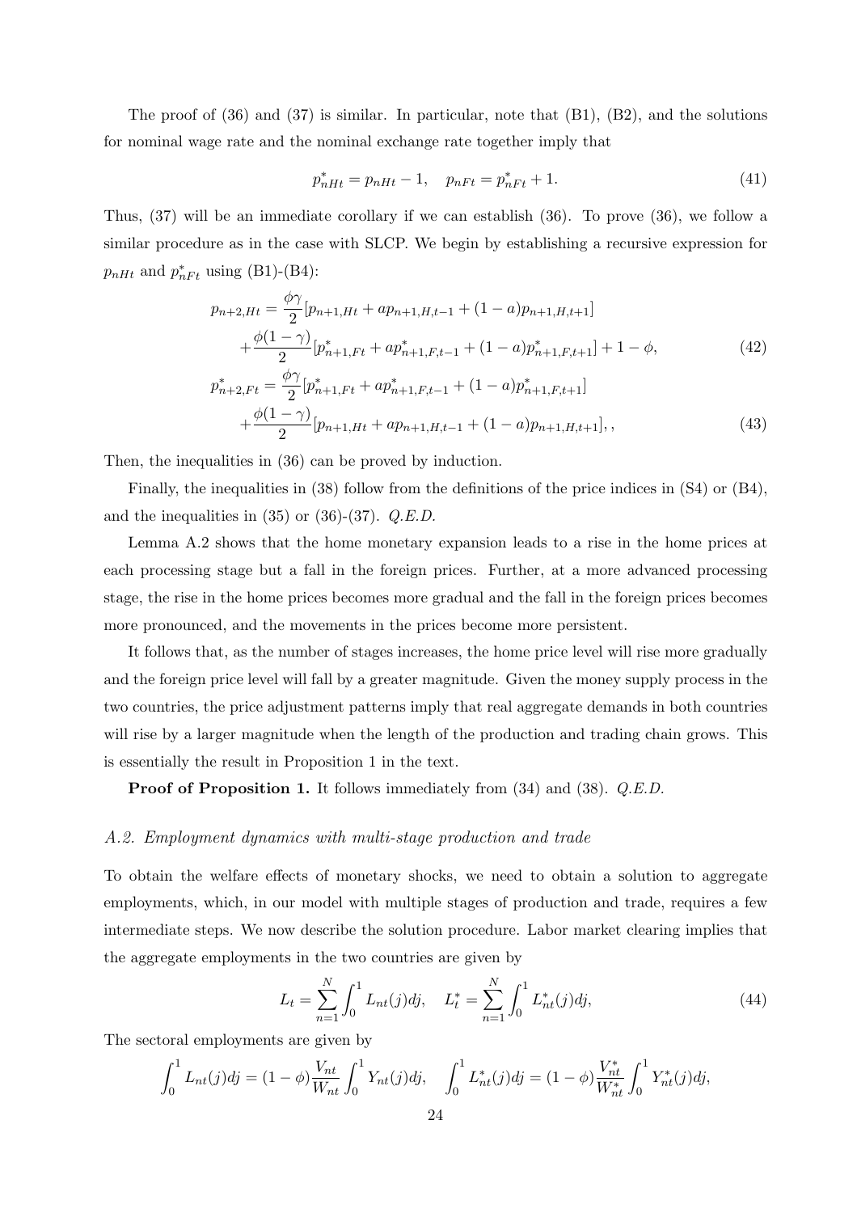The proof of (36) and (37) is similar. In particular, note that (B1), (B2), and the solutions for nominal wage rate and the nominal exchange rate together imply that

$$p^*_{nHt} = p_{nHt} - 1, \quad p_{nFt} = p^*_{nFt} + 1. \tag{41}$$

Thus, (37) will be an immediate corollary if we can establish (36). To prove (36), we follow a similar procedure as in the case with SLCP. We begin by establishing a recursive expression for $p_{nHt}$ and $p^*_{nFt}$ using (B1)-(B4):

$$\begin{aligned} p_{n+2,Ht} &= \frac{\phi\gamma}{2}[p_{n+1,Ht} + ap_{n+1,H,t-1} + (1-a)p_{n+1,H,t+1}] \\ &\quad + \frac{\phi(1-\gamma)}{2}[p^*_{n+1,Ft} + ap^*_{n+1,F,t-1} + (1-a)p^*_{n+1,F,t+1}] + 1 - \phi, \end{aligned} \tag{42}$$

$$\begin{aligned} p^*_{n+2,Ft} &= \frac{\phi\gamma}{2}[p^*_{n+1,Ft} + ap^*_{n+1,F,t-1} + (1-a)p^*_{n+1,F,t+1}] \\ &\quad + \frac{\phi(1-\gamma)}{2}[p_{n+1,Ht} + ap_{n+1,H,t-1} + (1-a)p_{n+1,H,t+1}],, \end{aligned} \tag{43}$$

Then, the inequalities in (36) can be proved by induction.

Finally, the inequalities in (38) follow from the definitions of the price indices in (S4) or (B4), and the inequalities in (35) or (36)-(37). *Q.E.D.*

Lemma A.2 shows that the home monetary expansion leads to a rise in the home prices at each processing stage but a fall in the foreign prices. Further, at a more advanced processing stage, the rise in the home prices becomes more gradual and the fall in the foreign prices becomes more pronounced, and the movements in the prices become more persistent.

It follows that, as the number of stages increases, the home price level will rise more gradually and the foreign price level will fall by a greater magnitude. Given the money supply process in the two countries, the price adjustment patterns imply that real aggregate demands in both countries will rise by a larger magnitude when the length of the production and trading chain grows. This is essentially the result in Proposition 1 in the text.

**Proof of Proposition 1.** It follows immediately from (34) and (38). *Q.E.D.*

### *A.2. Employment dynamics with multi-stage production and trade*

To obtain the welfare effects of monetary shocks, we need to obtain a solution to aggregate employments, which, in our model with multiple stages of production and trade, requires a few intermediate steps. We now describe the solution procedure. Labor market clearing implies that the aggregate employments in the two countries are given by

$$L_t = \sum_{n=1}^{N} \int_0^1 L_{nt}(j)dj, \quad L^*_t = \sum_{n=1}^{N} \int_0^1 L^*_{nt}(j)dj, \tag{44}$$

The sectoral employments are given by

$$\int_0^1 L_{nt}(j)dj = (1-\phi)\frac{V_{nt}}{W_{nt}}\int_0^1 Y_{nt}(j)dj, \quad \int_0^1 L^*_{nt}(j)dj = (1-\phi)\frac{V^*_{nt}}{W^*_{nt}}\int_0^1 Y^*_{nt}(j)dj,$$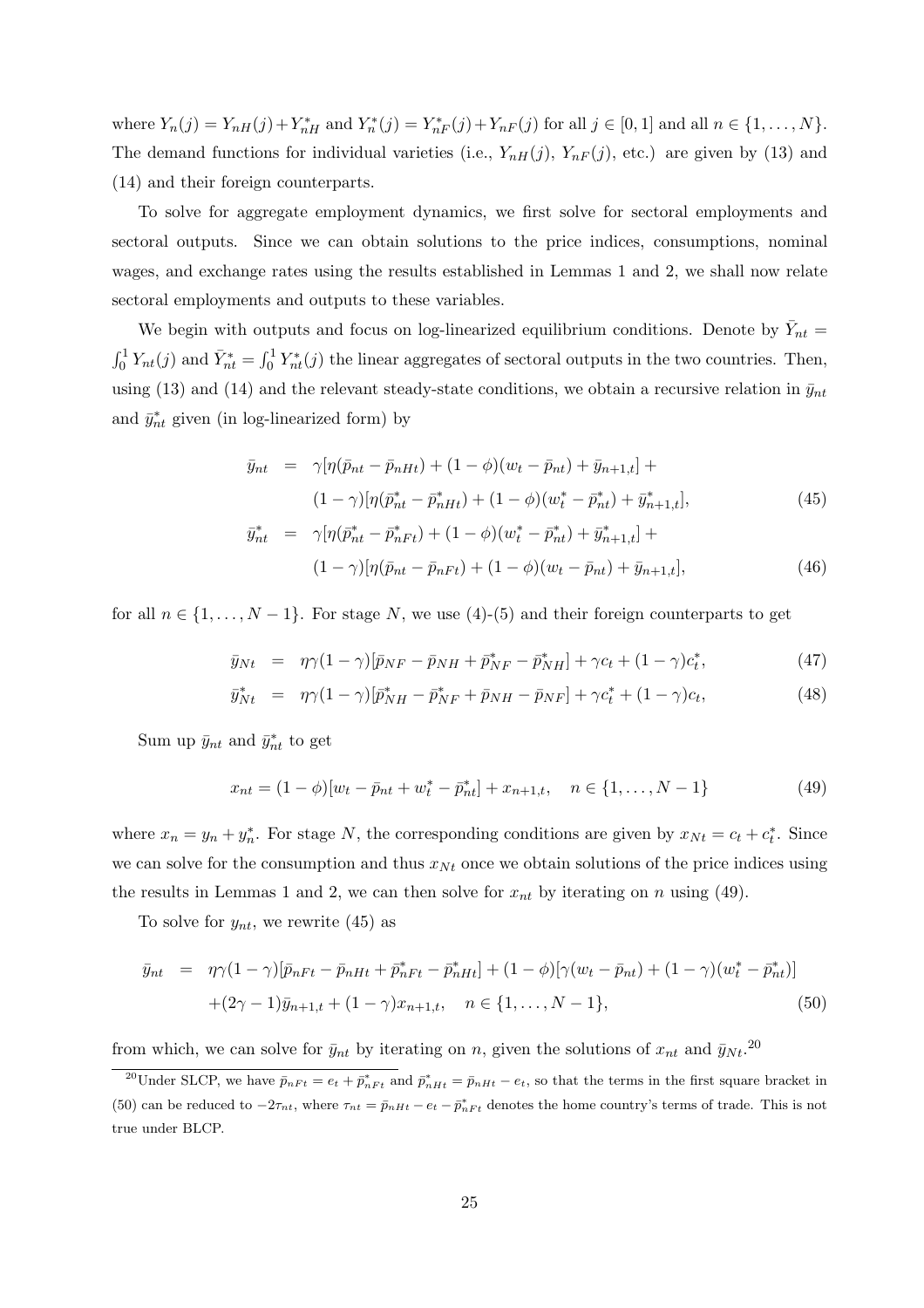where $Y_n(j) = Y_{nH}(j) + Y^*_{nH}$ and $Y^*_n(j) = Y^*_{nF}(j) + Y_{nF}(j)$ for all $j \in [0,1]$ and all $n \in \{1, \ldots, N\}$. The demand functions for individual varieties (i.e., $Y_{nH}(j)$, $Y_{nF}(j)$, etc.) are given by (13) and (14) and their foreign counterparts.

To solve for aggregate employment dynamics, we first solve for sectoral employments and sectoral outputs. Since we can obtain solutions to the price indices, consumptions, nominal wages, and exchange rates using the results established in Lemmas 1 and 2, we shall now relate sectoral employments and outputs to these variables.

We begin with outputs and focus on log-linearized equilibrium conditions. Denote by $\bar{Y}_{nt} = \int_0^1 Y_{nt}(j)$ and $\bar{Y}^*_{nt} = \int_0^1 Y^*_{nt}(j)$ the linear aggregates of sectoral outputs in the two countries. Then, using (13) and (14) and the relevant steady-state conditions, we obtain a recursive relation in $\bar{y}_{nt}$ and $\bar{y}^*_{nt}$ given (in log-linearized form) by

$$
\begin{aligned}
\bar{y}_{nt} &= \gamma[\eta(\bar{p}_{nt} - \bar{p}_{nHt}) + (1-\phi)(w_t - \bar{p}_{nt}) + \bar{y}_{n+1,t}] + \\
&\quad (1-\gamma)[\eta(\bar{p}^*_{nt} - \bar{p}^*_{nHt}) + (1-\phi)(w^*_t - \bar{p}^*_{nt}) + \bar{y}^*_{n+1,t}], \qquad (45) \\
\bar{y}^*_{nt} &= \gamma[\eta(\bar{p}^*_{nt} - \bar{p}^*_{nFt}) + (1-\phi)(w^*_t - \bar{p}^*_{nt}) + \bar{y}^*_{n+1,t}] + \\
&\quad (1-\gamma)[\eta(\bar{p}_{nt} - \bar{p}_{nFt}) + (1-\phi)(w_t - \bar{p}_{nt}) + \bar{y}_{n+1,t}], \qquad (46)
\end{aligned}
$$

for all $n \in \{1, \ldots, N-1\}$. For stage $N$, we use (4)-(5) and their foreign counterparts to get

$$
\begin{aligned}
\bar{y}_{Nt} &= \eta\gamma(1-\gamma)[\bar{p}_{NF} - \bar{p}_{NH} + \bar{p}^*_{NF} - \bar{p}^*_{NH}] + \gamma c_t + (1-\gamma)c^*_t, \qquad (47) \\
\bar{y}^*_{Nt} &= \eta\gamma(1-\gamma)[\bar{p}^*_{NH} - \bar{p}^*_{NF} + \bar{p}_{NH} - \bar{p}_{NF}] + \gamma c^*_t + (1-\gamma)c_t, \qquad (48)
\end{aligned}
$$

Sum up $\bar{y}_{nt}$ and $\bar{y}^*_{nt}$ to get

$$
x_{nt} = (1-\phi)[w_t - \bar{p}_{nt} + w^*_t - \bar{p}^*_{nt}] + x_{n+1,t}, \quad n \in \{1, \ldots, N-1\} \qquad (49)
$$

where $x_n = y_n + y^*_n$. For stage $N$, the corresponding conditions are given by $x_{Nt} = c_t + c^*_t$. Since we can solve for the consumption and thus $x_{Nt}$ once we obtain solutions of the price indices using the results in Lemmas 1 and 2, we can then solve for $x_{nt}$ by iterating on $n$ using (49).

To solve for $y_{nt}$, we rewrite (45) as

$$
\begin{aligned}
\bar{y}_{nt} &= \eta\gamma(1-\gamma)[\bar{p}_{nFt} - \bar{p}_{nHt} + \bar{p}^*_{nFt} - \bar{p}^*_{nHt}] + (1-\phi)[\gamma(w_t - \bar{p}_{nt}) + (1-\gamma)(w^*_t - \bar{p}^*_{nt})] \\
&\quad + (2\gamma - 1)\bar{y}_{n+1,t} + (1-\gamma)x_{n+1,t}, \quad n \in \{1, \ldots, N-1\}, \qquad (50)
\end{aligned}
$$

from which, we can solve for $\bar{y}_{nt}$ by iterating on $n$, given the solutions of $x_{nt}$ and $\bar{y}_{Nt}$.[20]

[20] Under SLCP, we have $\bar{p}_{nFt} = e_t + \bar{p}^*_{nFt}$ and $\bar{p}^*_{nHt} = \bar{p}_{nHt} - e_t$, so that the terms in the first square bracket in (50) can be reduced to $-2\tau_{nt}$, where $\tau_{nt} = \bar{p}_{nHt} - e_t - \bar{p}^*_{nFt}$ denotes the home country's terms of trade. This is not true under BLCP.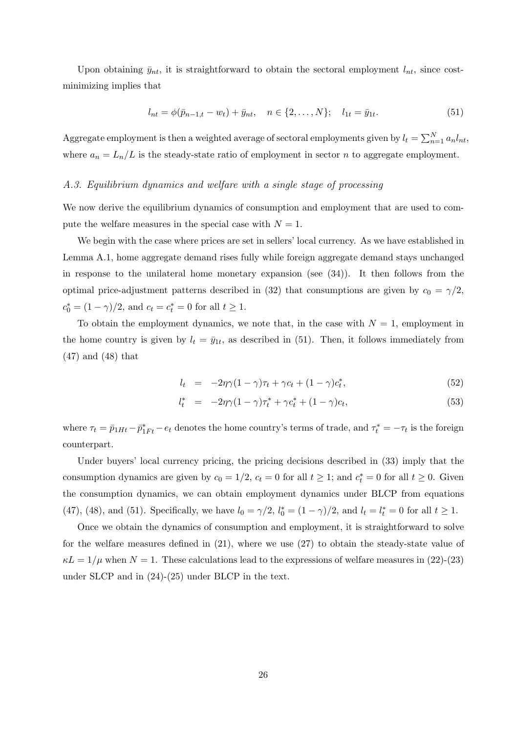Upon obtaining $\bar{y}_{nt}$, it is straightforward to obtain the sectoral employment $l_{nt}$, since cost-minimizing implies that

$$l_{nt} = \phi(\bar{p}_{n-1,t} - w_t) + \bar{y}_{nt}, \quad n \in \{2, \ldots, N\}; \quad l_{1t} = \bar{y}_{1t}. \tag{51}$$

Aggregate employment is then a weighted average of sectoral employments given by $l_t = \sum_{n=1}^{N} a_n l_{nt}$, where $a_n = L_n/L$ is the steady-state ratio of employment in sector $n$ to aggregate employment.

### *A.3. Equilibrium dynamics and welfare with a single stage of processing*

We now derive the equilibrium dynamics of consumption and employment that are used to compute the welfare measures in the special case with $N = 1$.

We begin with the case where prices are set in sellers' local currency. As we have established in Lemma A.1, home aggregate demand rises fully while foreign aggregate demand stays unchanged in response to the unilateral home monetary expansion (see (34)). It then follows from the optimal price-adjustment patterns described in (32) that consumptions are given by $c_0 = \gamma/2$, $c_0^* = (1-\gamma)/2$, and $c_t = c_t^* = 0$ for all $t \geq 1$.

To obtain the employment dynamics, we note that, in the case with $N = 1$, employment in the home country is given by $l_t = \bar{y}_{1t}$, as described in (51). Then, it follows immediately from (47) and (48) that

$$l_t = -2\eta\gamma(1-\gamma)\tau_t + \gamma c_t + (1-\gamma)c_t^*, \tag{52}$$

$$l_t^* = -2\eta\gamma(1-\gamma)\tau_t^* + \gamma c_t^* + (1-\gamma)c_t, \tag{53}$$

where $\tau_t = \bar{p}_{1Ht} - \bar{p}_{1Ft}^* - e_t$ denotes the home country's terms of trade, and $\tau_t^* = -\tau_t$ is the foreign counterpart.

Under buyers' local currency pricing, the pricing decisions described in (33) imply that the consumption dynamics are given by $c_0 = 1/2$, $c_t = 0$ for all $t \geq 1$; and $c_t^* = 0$ for all $t \geq 0$. Given the consumption dynamics, we can obtain employment dynamics under BLCP from equations (47), (48), and (51). Specifically, we have $l_0 = \gamma/2$, $l_0^* = (1-\gamma)/2$, and $l_t = l_t^* = 0$ for all $t \geq 1$.

Once we obtain the dynamics of consumption and employment, it is straightforward to solve for the welfare measures defined in (21), where we use (27) to obtain the steady-state value of $\kappa L = 1/\mu$ when $N = 1$. These calculations lead to the expressions of welfare measures in (22)-(23) under SLCP and in (24)-(25) under BLCP in the text.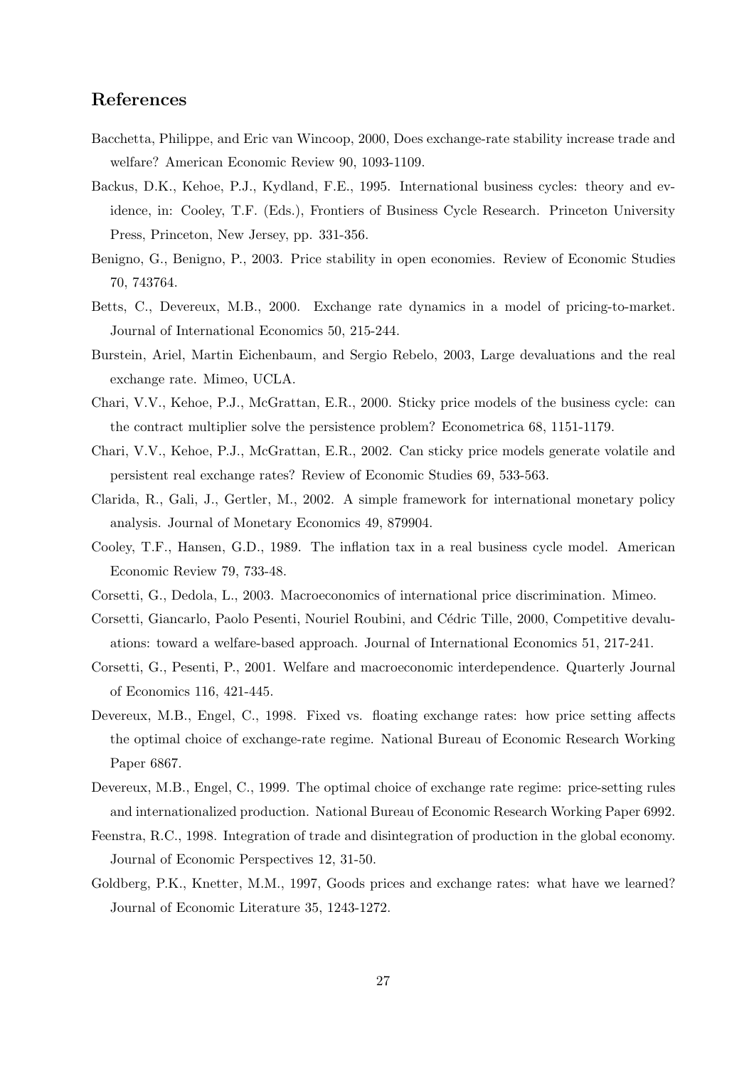## References

Bacchetta, Philippe, and Eric van Wincoop, 2000, Does exchange-rate stability increase trade and welfare? American Economic Review 90, 1093-1109.

Backus, D.K., Kehoe, P.J., Kydland, F.E., 1995. International business cycles: theory and evidence, in: Cooley, T.F. (Eds.), Frontiers of Business Cycle Research. Princeton University Press, Princeton, New Jersey, pp. 331-356.

Benigno, G., Benigno, P., 2003. Price stability in open economies. Review of Economic Studies 70, 743764.

Betts, C., Devereux, M.B., 2000. Exchange rate dynamics in a model of pricing-to-market. Journal of International Economics 50, 215-244.

Burstein, Ariel, Martin Eichenbaum, and Sergio Rebelo, 2003, Large devaluations and the real exchange rate. Mimeo, UCLA.

Chari, V.V., Kehoe, P.J., McGrattan, E.R., 2000. Sticky price models of the business cycle: can the contract multiplier solve the persistence problem? Econometrica 68, 1151-1179.

Chari, V.V., Kehoe, P.J., McGrattan, E.R., 2002. Can sticky price models generate volatile and persistent real exchange rates? Review of Economic Studies 69, 533-563.

Clarida, R., Gali, J., Gertler, M., 2002. A simple framework for international monetary policy analysis. Journal of Monetary Economics 49, 879904.

Cooley, T.F., Hansen, G.D., 1989. The inflation tax in a real business cycle model. American Economic Review 79, 733-48.

Corsetti, G., Dedola, L., 2003. Macroeconomics of international price discrimination. Mimeo.

Corsetti, Giancarlo, Paolo Pesenti, Nouriel Roubini, and Cédric Tille, 2000, Competitive devaluations: toward a welfare-based approach. Journal of International Economics 51, 217-241.

Corsetti, G., Pesenti, P., 2001. Welfare and macroeconomic interdependence. Quarterly Journal of Economics 116, 421-445.

Devereux, M.B., Engel, C., 1998. Fixed vs. floating exchange rates: how price setting affects the optimal choice of exchange-rate regime. National Bureau of Economic Research Working Paper 6867.

Devereux, M.B., Engel, C., 1999. The optimal choice of exchange rate regime: price-setting rules and internationalized production. National Bureau of Economic Research Working Paper 6992.

Feenstra, R.C., 1998. Integration of trade and disintegration of production in the global economy. Journal of Economic Perspectives 12, 31-50.

Goldberg, P.K., Knetter, M.M., 1997, Goods prices and exchange rates: what have we learned? Journal of Economic Literature 35, 1243-1272.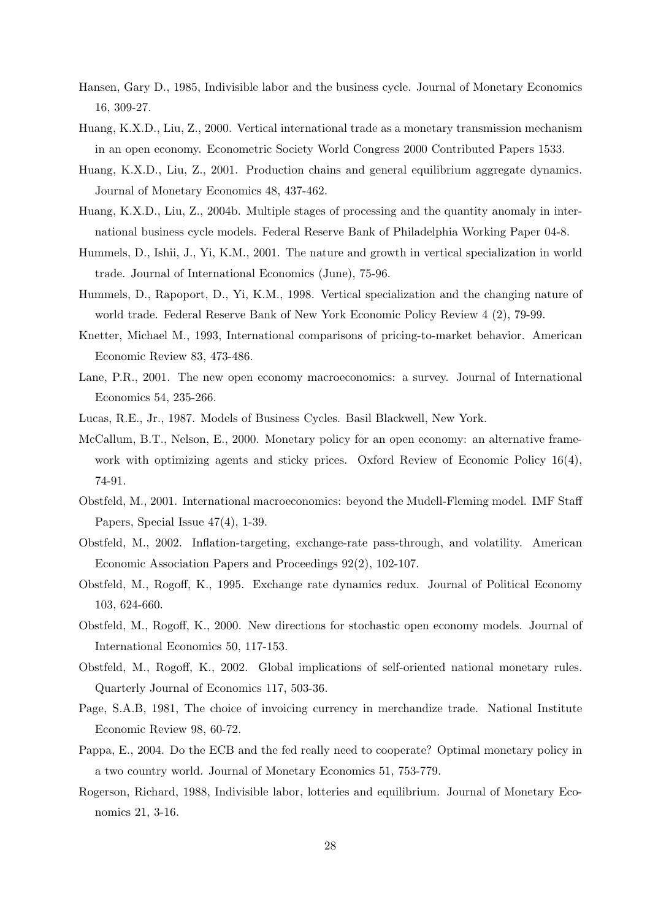Hansen, Gary D., 1985, Indivisible labor and the business cycle. Journal of Monetary Economics 16, 309-27.

Huang, K.X.D., Liu, Z., 2000. Vertical international trade as a monetary transmission mechanism in an open economy. Econometric Society World Congress 2000 Contributed Papers 1533.

Huang, K.X.D., Liu, Z., 2001. Production chains and general equilibrium aggregate dynamics. Journal of Monetary Economics 48, 437-462.

Huang, K.X.D., Liu, Z., 2004b. Multiple stages of processing and the quantity anomaly in international business cycle models. Federal Reserve Bank of Philadelphia Working Paper 04-8.

Hummels, D., Ishii, J., Yi, K.M., 2001. The nature and growth in vertical specialization in world trade. Journal of International Economics (June), 75-96.

Hummels, D., Rapoport, D., Yi, K.M., 1998. Vertical specialization and the changing nature of world trade. Federal Reserve Bank of New York Economic Policy Review 4 (2), 79-99.

Knetter, Michael M., 1993, International comparisons of pricing-to-market behavior. American Economic Review 83, 473-486.

Lane, P.R., 2001. The new open economy macroeconomics: a survey. Journal of International Economics 54, 235-266.

Lucas, R.E., Jr., 1987. Models of Business Cycles. Basil Blackwell, New York.

McCallum, B.T., Nelson, E., 2000. Monetary policy for an open economy: an alternative framework with optimizing agents and sticky prices. Oxford Review of Economic Policy 16(4), 74-91.

Obstfeld, M., 2001. International macroeconomics: beyond the Mudell-Fleming model. IMF Staff Papers, Special Issue 47(4), 1-39.

Obstfeld, M., 2002. Inflation-targeting, exchange-rate pass-through, and volatility. American Economic Association Papers and Proceedings 92(2), 102-107.

Obstfeld, M., Rogoff, K., 1995. Exchange rate dynamics redux. Journal of Political Economy 103, 624-660.

Obstfeld, M., Rogoff, K., 2000. New directions for stochastic open economy models. Journal of International Economics 50, 117-153.

Obstfeld, M., Rogoff, K., 2002. Global implications of self-oriented national monetary rules. Quarterly Journal of Economics 117, 503-36.

Page, S.A.B, 1981, The choice of invoicing currency in merchandize trade. National Institute Economic Review 98, 60-72.

Pappa, E., 2004. Do the ECB and the fed really need to cooperate? Optimal monetary policy in a two country world. Journal of Monetary Economics 51, 753-779.

Rogerson, Richard, 1988, Indivisible labor, lotteries and equilibrium. Journal of Monetary Economics 21, 3-16.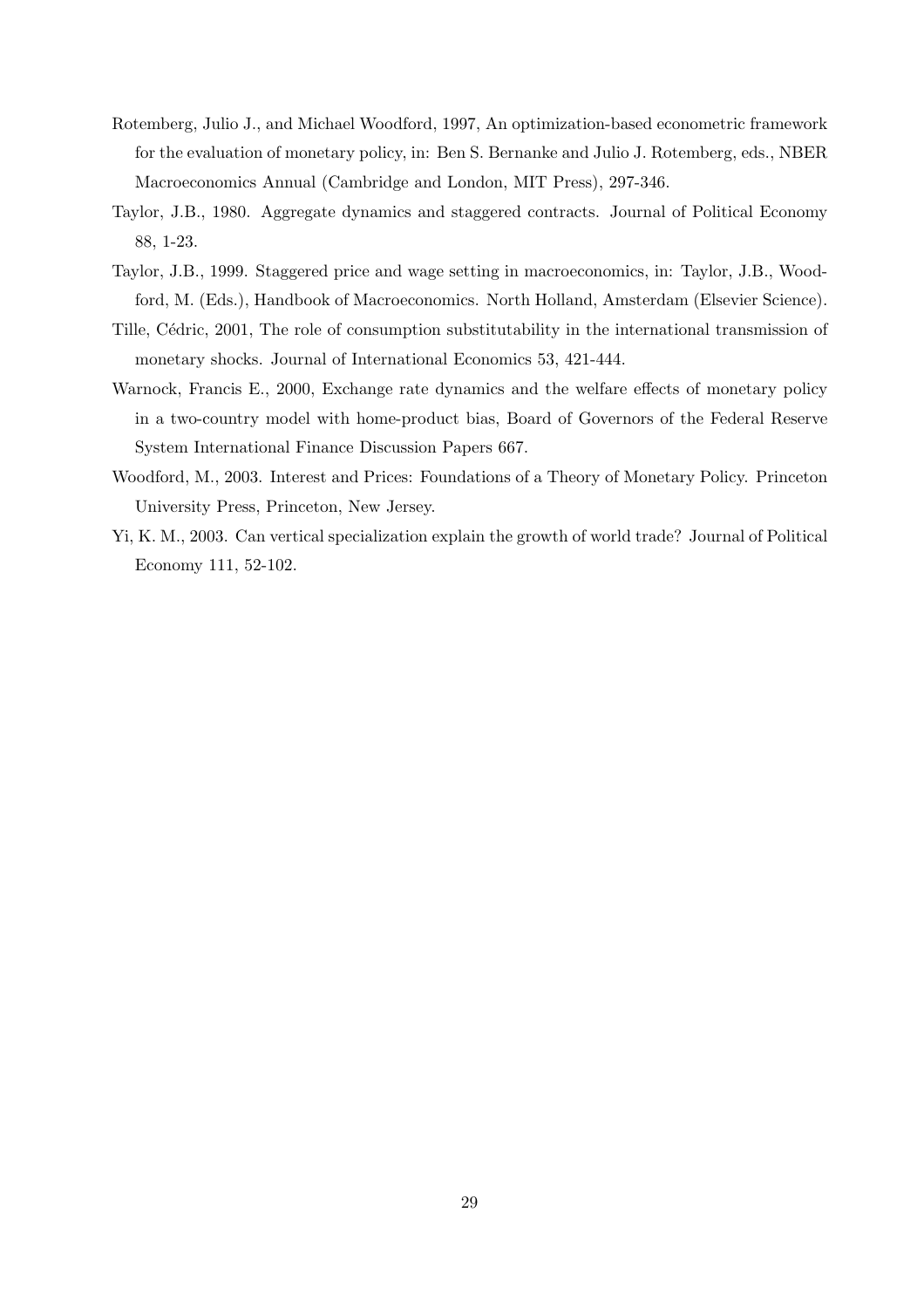Rotemberg, Julio J., and Michael Woodford, 1997, An optimization-based econometric framework for the evaluation of monetary policy, in: Ben S. Bernanke and Julio J. Rotemberg, eds., NBER Macroeconomics Annual (Cambridge and London, MIT Press), 297-346.

Taylor, J.B., 1980. Aggregate dynamics and staggered contracts. Journal of Political Economy 88, 1-23.

Taylor, J.B., 1999. Staggered price and wage setting in macroeconomics, in: Taylor, J.B., Woodford, M. (Eds.), Handbook of Macroeconomics. North Holland, Amsterdam (Elsevier Science).

Tille, Cédric, 2001, The role of consumption substitutability in the international transmission of monetary shocks. Journal of International Economics 53, 421-444.

Warnock, Francis E., 2000, Exchange rate dynamics and the welfare effects of monetary policy in a two-country model with home-product bias, Board of Governors of the Federal Reserve System International Finance Discussion Papers 667.

Woodford, M., 2003. Interest and Prices: Foundations of a Theory of Monetary Policy. Princeton University Press, Princeton, New Jersey.

Yi, K. M., 2003. Can vertical specialization explain the growth of world trade? Journal of Political Economy 111, 52-102.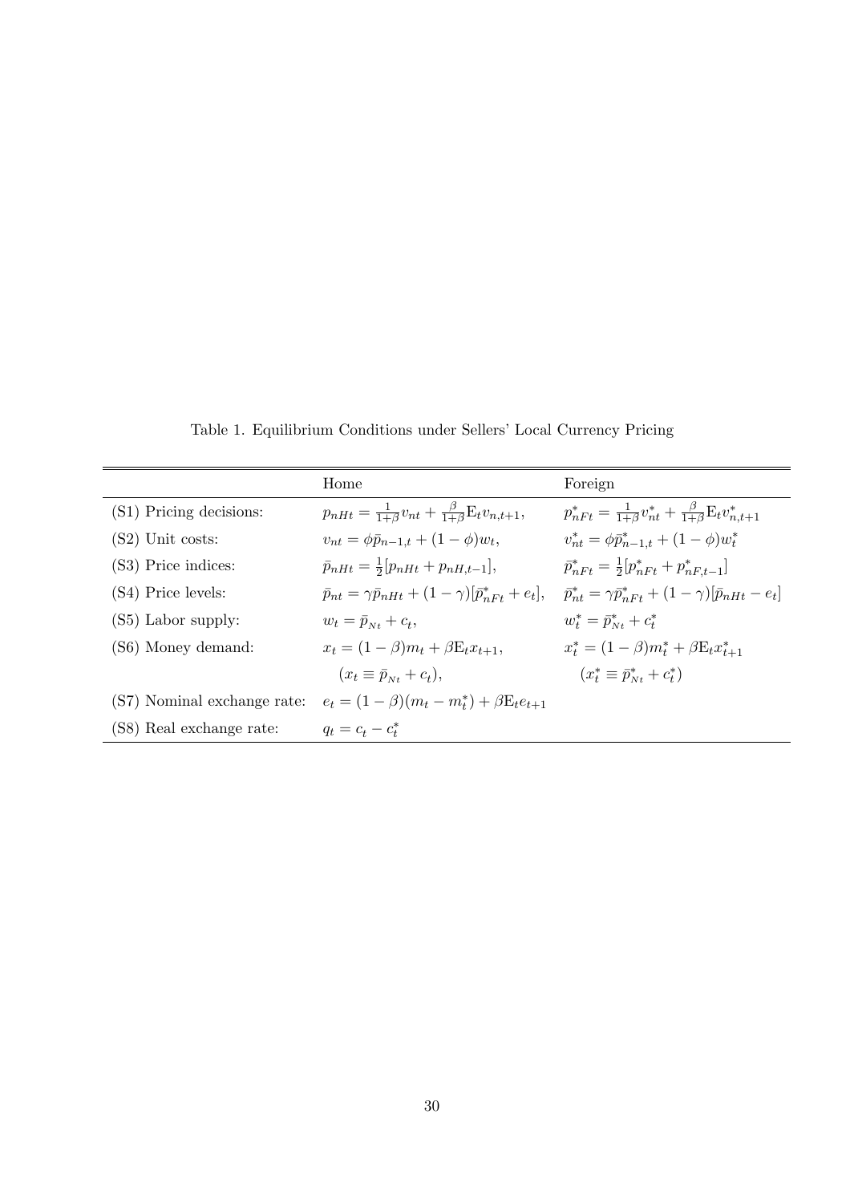Table 1. Equilibrium Conditions under Sellers' Local Currency Pricing

| | Home | Foreign |
|---|---|---|
| (S1) Pricing decisions: | $p_{nHt} = \frac{1}{1+\beta} v_{nt} + \frac{\beta}{1+\beta} \mathrm{E}_t v_{n,t+1}$, | $p^*_{nFt} = \frac{1}{1+\beta} v^*_{nt} + \frac{\beta}{1+\beta} \mathrm{E}_t v^*_{n,t+1}$ |
| (S2) Unit costs: | $v_{nt} = \phi \bar{p}_{n-1,t} + (1-\phi) w_t$, | $v^*_{nt} = \phi \bar{p}^*_{n-1,t} + (1-\phi) w^*_t$ |
| (S3) Price indices: | $\bar{p}_{nHt} = \frac{1}{2}[p_{nHt} + p_{nH,t-1}]$, | $\bar{p}^*_{nFt} = \frac{1}{2}[p^*_{nFt} + p^*_{nF,t-1}]$ |
| (S4) Price levels: | $\bar{p}_{nt} = \gamma \bar{p}_{nHt} + (1-\gamma)[\bar{p}^*_{nFt} + e_t]$, | $\bar{p}^*_{nt} = \gamma \bar{p}^*_{nFt} + (1-\gamma)[\bar{p}_{nHt} - e_t]$ |
| (S5) Labor supply: | $w_t = \bar{p}_{Nt} + c_t$, | $w^*_t = \bar{p}^*_{Nt} + c^*_t$ |
| (S6) Money demand: | $x_t = (1-\beta) m_t + \beta \mathrm{E}_t x_{t+1}$, | $x^*_t = (1-\beta) m^*_t + \beta \mathrm{E}_t x^*_{t+1}$ |
| | $(x_t \equiv \bar{p}_{Nt} + c_t)$, | $(x^*_t \equiv \bar{p}^*_{Nt} + c^*_t)$ |
| (S7) Nominal exchange rate: | $e_t = (1-\beta)(m_t - m^*_t) + \beta \mathrm{E}_t e_{t+1}$ | |
| (S8) Real exchange rate: | $q_t = c_t - c^*_t$ | |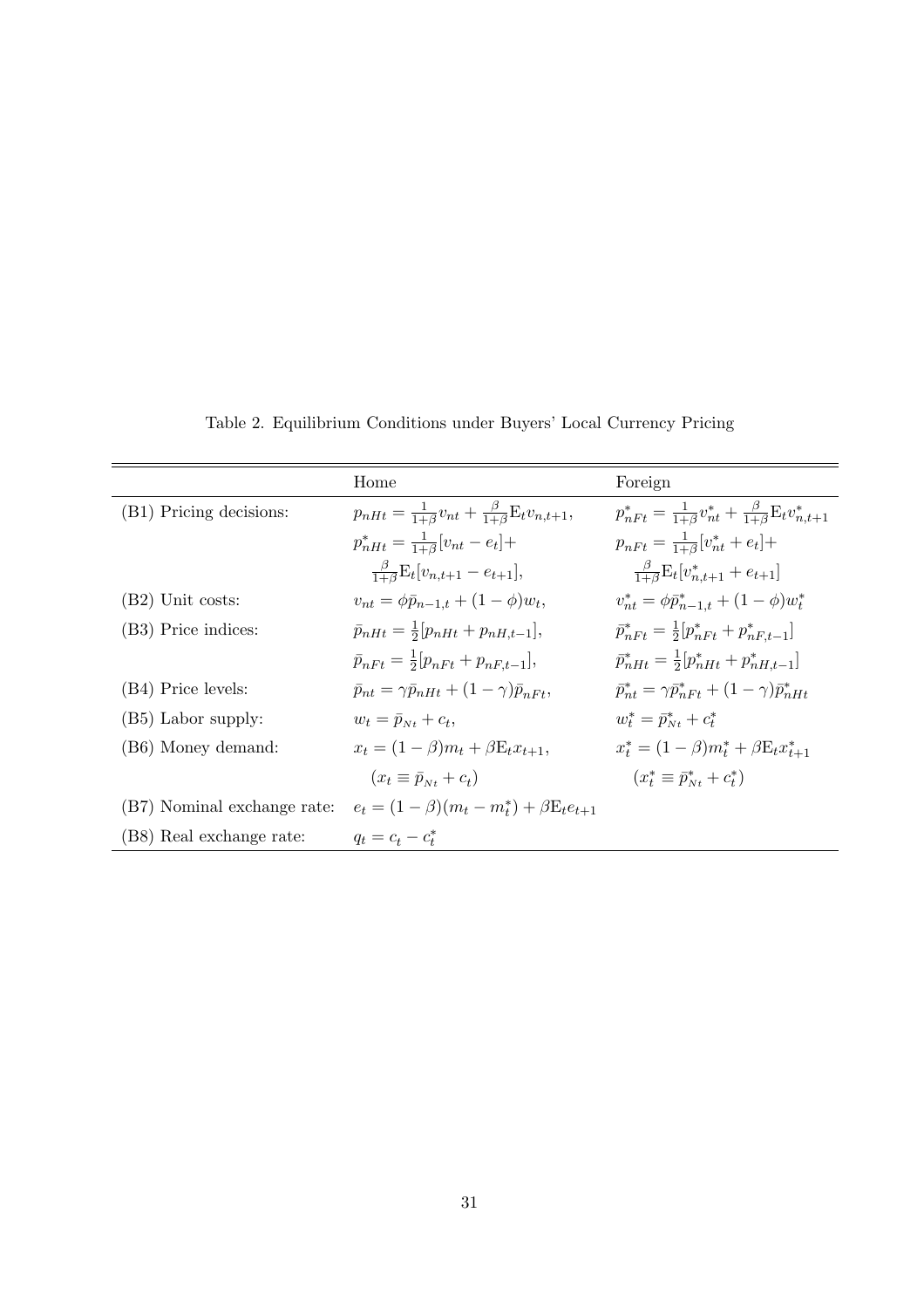Table 2. Equilibrium Conditions under Buyers' Local Currency Pricing

| | Home | Foreign |
|---|---|---|
| (B1) Pricing decisions: | $p_{nHt} = \frac{1}{1+\beta} v_{nt} + \frac{\beta}{1+\beta} \mathrm{E}_t v_{n,t+1}$, | $p^*_{nFt} = \frac{1}{1+\beta} v^*_{nt} + \frac{\beta}{1+\beta} \mathrm{E}_t v^*_{n,t+1}$ |
| | $p^*_{nHt} = \frac{1}{1+\beta}[v_{nt} - e_t] +$ | $p_{nFt} = \frac{1}{1+\beta}[v^*_{nt} + e_t] +$ |
| | $\frac{\beta}{1+\beta} \mathrm{E}_t [v_{n,t+1} - e_{t+1}]$, | $\frac{\beta}{1+\beta} \mathrm{E}_t [v^*_{n,t+1} + e_{t+1}]$ |
| (B2) Unit costs: | $v_{nt} = \phi \bar{p}_{n-1,t} + (1-\phi) w_t$, | $v^*_{nt} = \phi \bar{p}^*_{n-1,t} + (1-\phi) w^*_t$ |
| (B3) Price indices: | $\bar{p}_{nHt} = \frac{1}{2}[p_{nHt} + p_{nH,t-1}]$, | $\bar{p}^*_{nFt} = \frac{1}{2}[p^*_{nFt} + p^*_{nF,t-1}]$ |
| | $\bar{p}_{nFt} = \frac{1}{2}[p_{nFt} + p_{nF,t-1}]$, | $\bar{p}^*_{nHt} = \frac{1}{2}[p^*_{nHt} + p^*_{nH,t-1}]$ |
| (B4) Price levels: | $\bar{p}_{nt} = \gamma \bar{p}_{nHt} + (1-\gamma) \bar{p}_{nFt}$, | $\bar{p}^*_{nt} = \gamma \bar{p}^*_{nFt} + (1-\gamma) \bar{p}^*_{nHt}$ |
| (B5) Labor supply: | $w_t = \bar{p}_{Nt} + c_t$, | $w^*_t = \bar{p}^*_{Nt} + c^*_t$ |
| (B6) Money demand: | $x_t = (1-\beta) m_t + \beta \mathrm{E}_t x_{t+1}$, | $x^*_t = (1-\beta) m^*_t + \beta \mathrm{E}_t x^*_{t+1}$ |
| | $(x_t \equiv \bar{p}_{Nt} + c_t)$ | $(x^*_t \equiv \bar{p}^*_{Nt} + c^*_t)$ |
| (B7) Nominal exchange rate: | $e_t = (1-\beta)(m_t - m^*_t) + \beta \mathrm{E}_t e_{t+1}$ | |
| (B8) Real exchange rate: | $q_t = c_t - c^*_t$ | |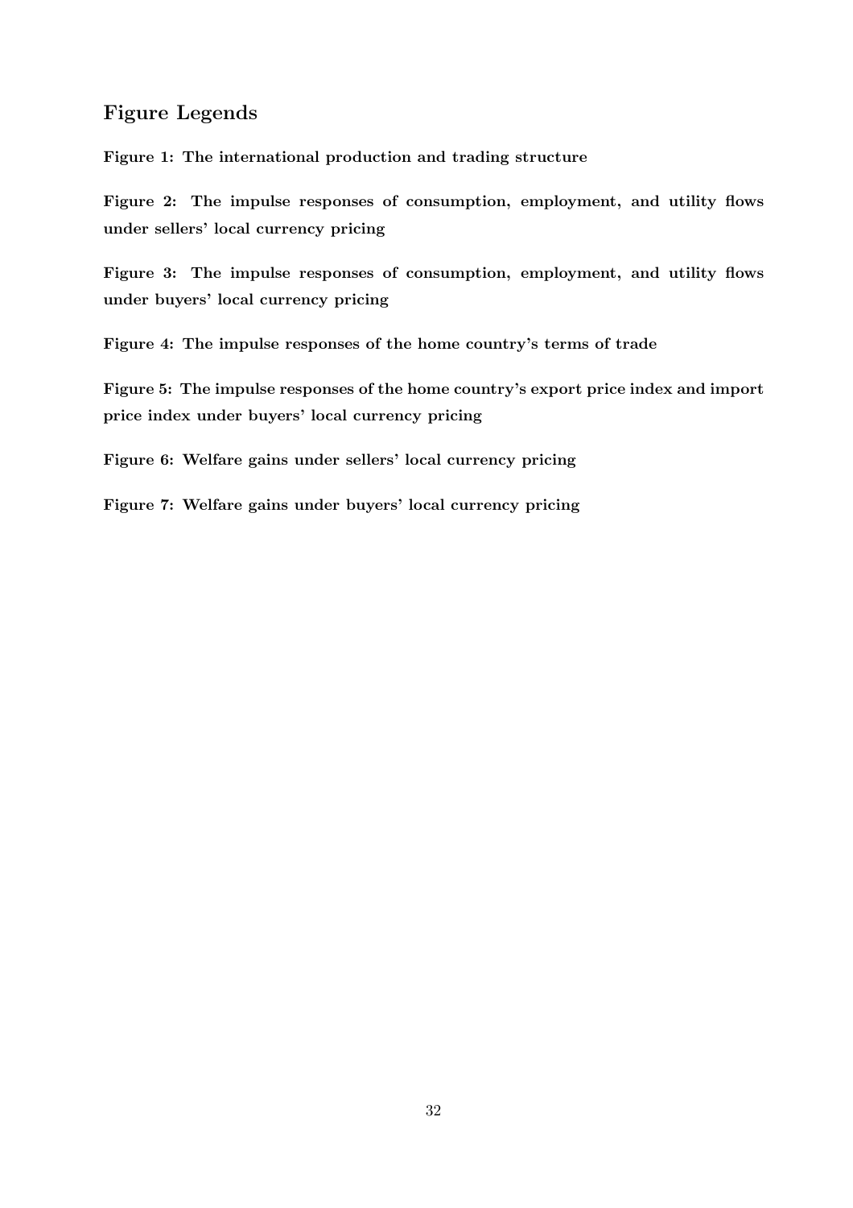## Figure Legends

**Figure 1: The international production and trading structure**

**Figure 2: The impulse responses of consumption, employment, and utility flows under sellers' local currency pricing**

**Figure 3: The impulse responses of consumption, employment, and utility flows under buyers' local currency pricing**

**Figure 4: The impulse responses of the home country's terms of trade**

**Figure 5: The impulse responses of the home country's export price index and import price index under buyers' local currency pricing**

**Figure 6: Welfare gains under sellers' local currency pricing**

**Figure 7: Welfare gains under buyers' local currency pricing**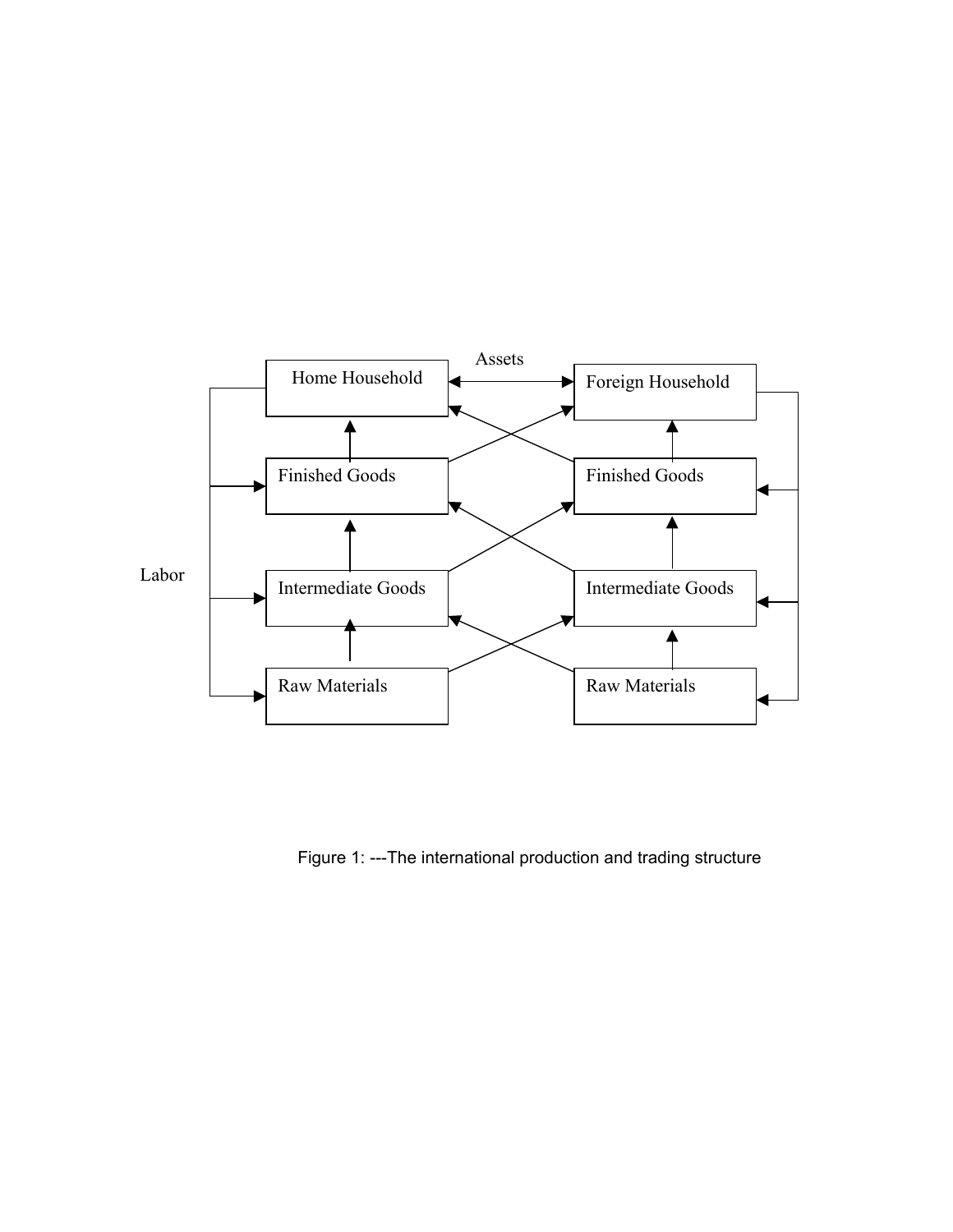Figure 1: ---The international production and trading structure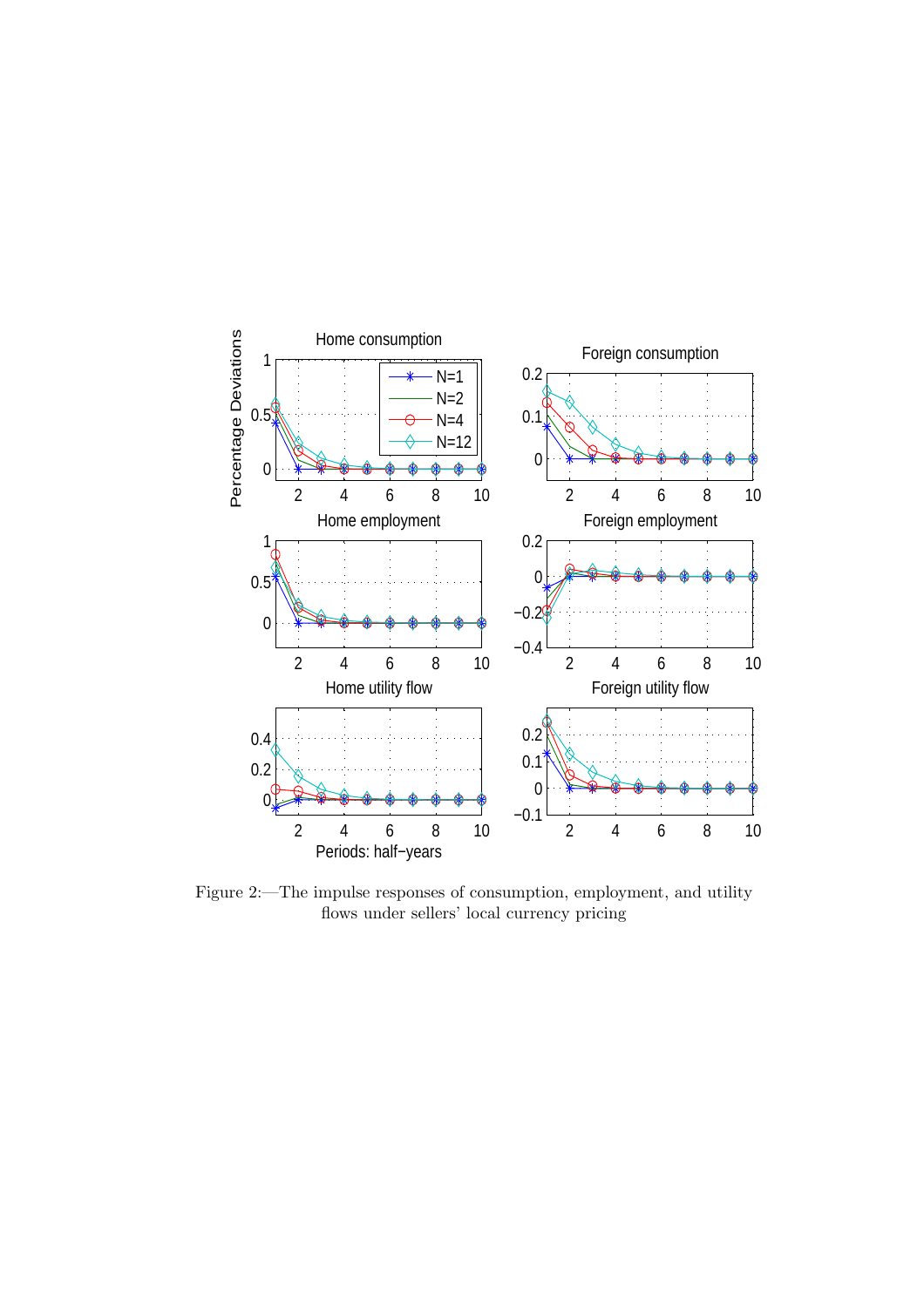Figure 2:—The impulse responses of consumption, employment, and utility flows under sellers' local currency pricing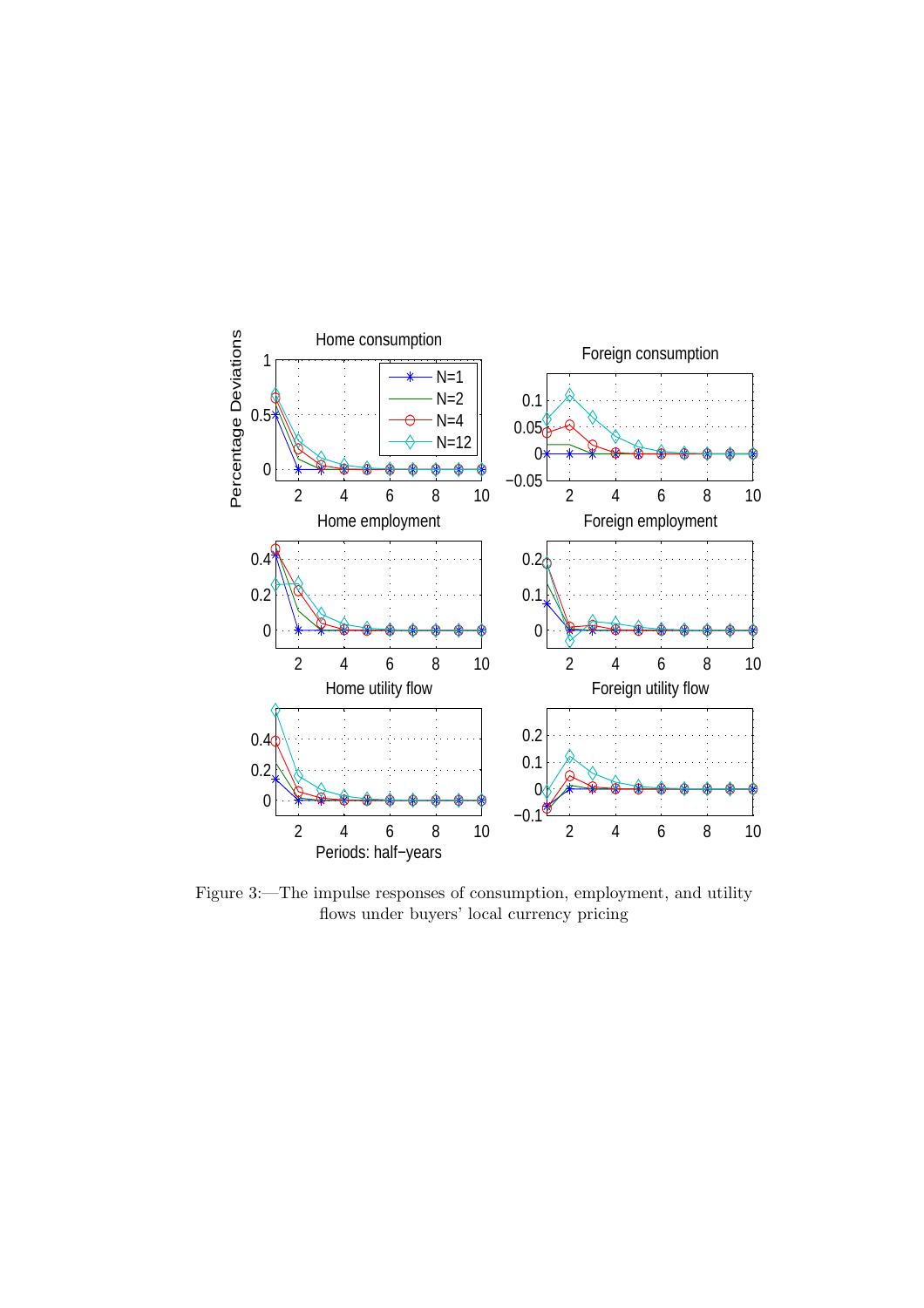Figure 3:—The impulse responses of consumption, employment, and utility flows under buyers' local currency pricing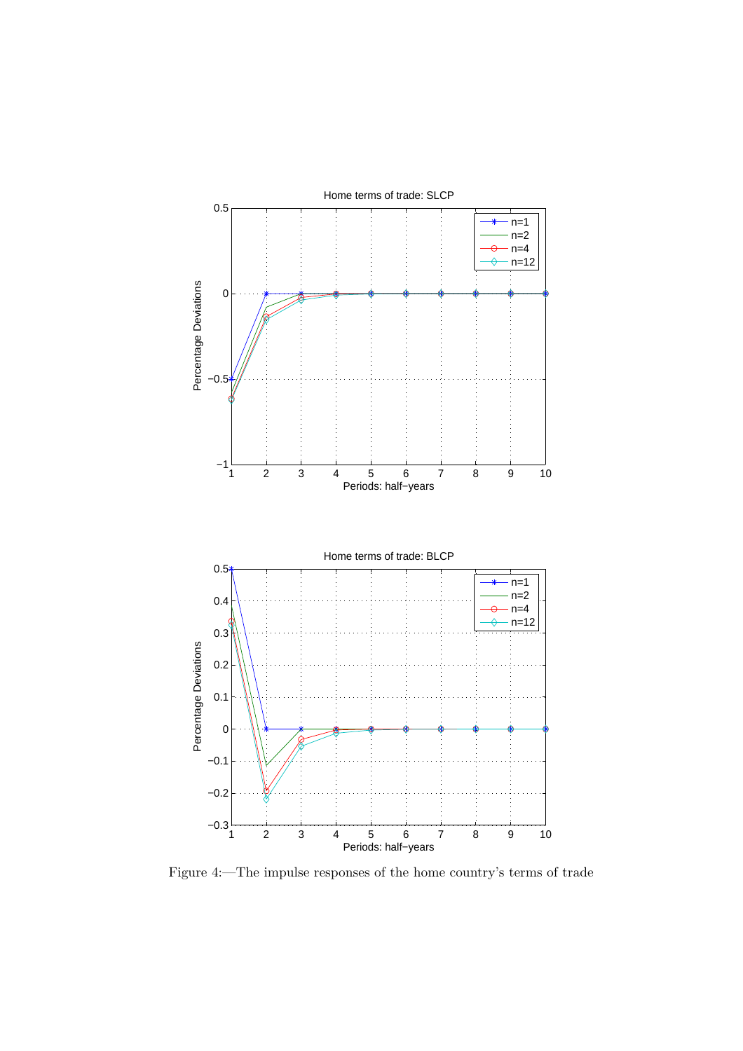Figure 4:—The impulse responses of the home country's terms of trade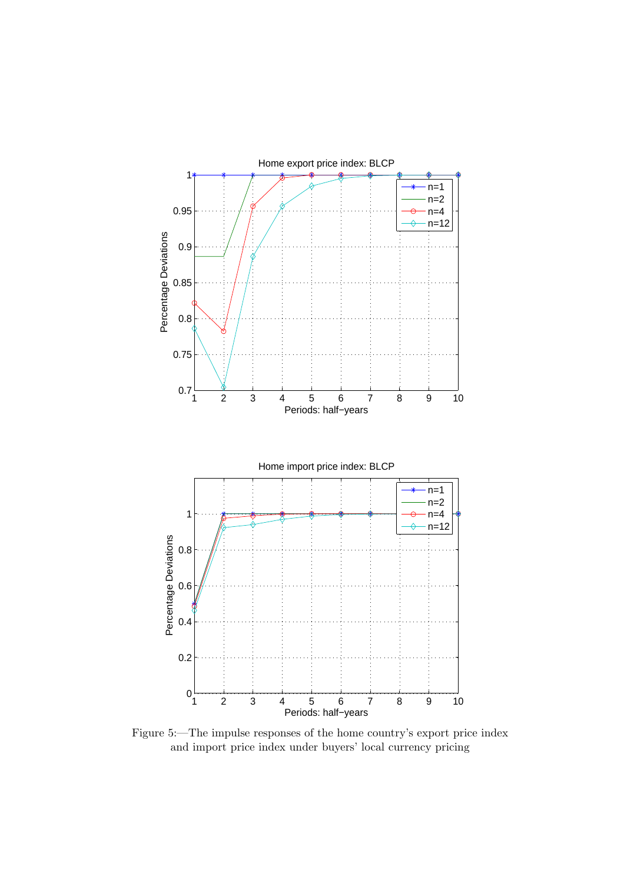Figure 5:—The impulse responses of the home country's export price index and import price index under buyers' local currency pricing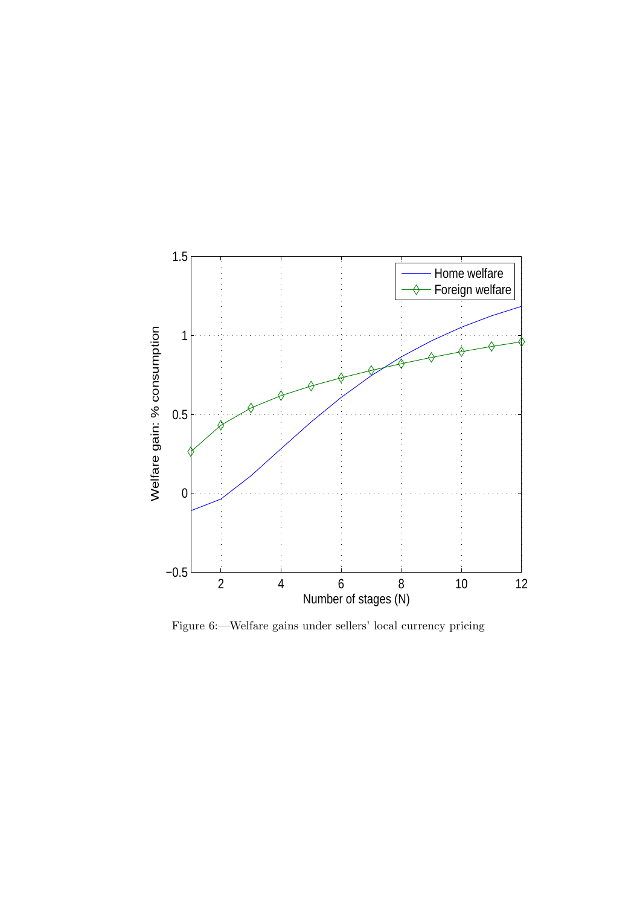Figure 6:—Welfare gains under sellers' local currency pricing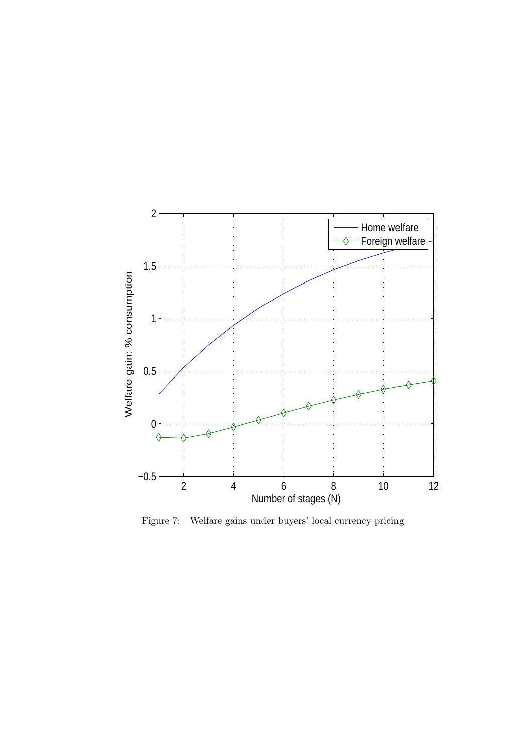Welfare gain: % consumption

2
1.5
1
0.5
0
−0.5

2
4
6
8
10
12

Number of stages (N)

Home welfare
Foreign welfare

Figure 7:—Welfare gains under buyers' local currency pricing